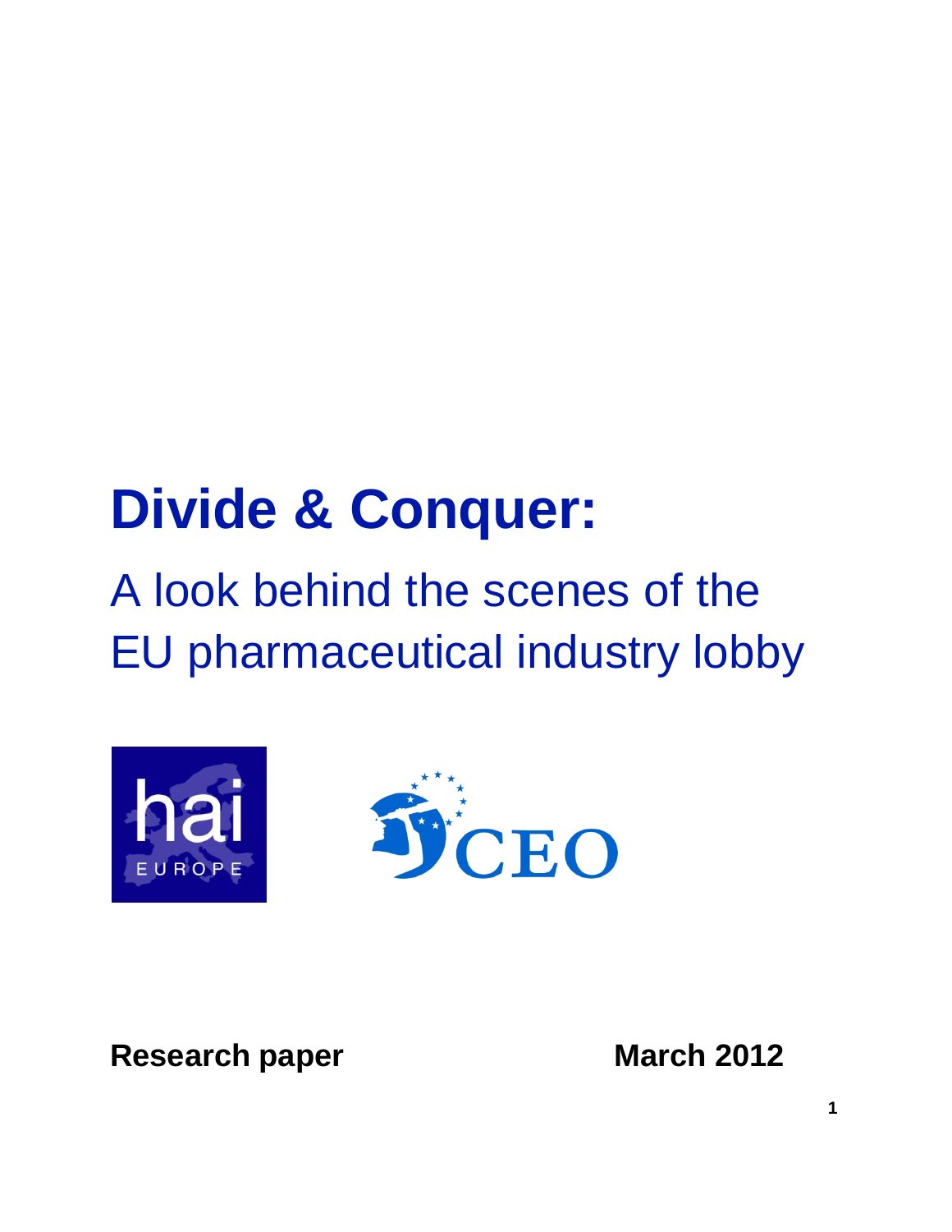# Divide & Conquer:

## A look behind the scenes of the EU pharmaceutical industry lobby

hai EUROPE

CEO

**Research paper** **March 2012**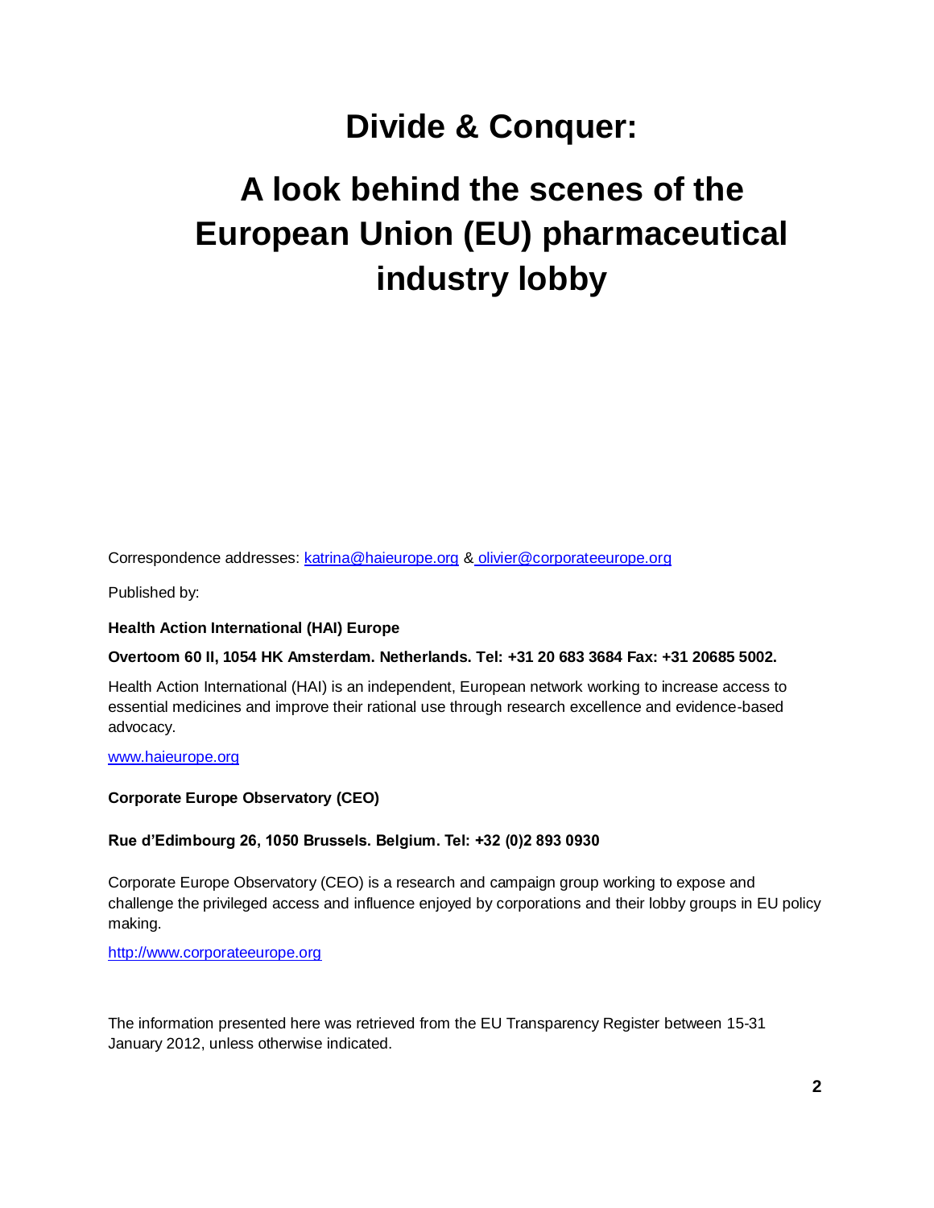# Divide & Conquer:

# A look behind the scenes of the European Union (EU) pharmaceutical industry lobby

Correspondence addresses: katrina@haieurope.org & olivier@corporateeurope.org

Published by:

**Health Action International (HAI) Europe**

**Overtoom 60 II, 1054 HK Amsterdam. Netherlands. Tel: +31 20 683 3684 Fax: +31 20685 5002.**

Health Action International (HAI) is an independent, European network working to increase access to essential medicines and improve their rational use through research excellence and evidence-based advocacy.

www.haieurope.org

**Corporate Europe Observatory (CEO)**

**Rue d'Edimbourg 26, 1050 Brussels. Belgium. Tel: +32 (0)2 893 0930**

Corporate Europe Observatory (CEO) is a research and campaign group working to expose and challenge the privileged access and influence enjoyed by corporations and their lobby groups in EU policy making.

http://www.corporateeurope.org

The information presented here was retrieved from the EU Transparency Register between 15-31 January 2012, unless otherwise indicated.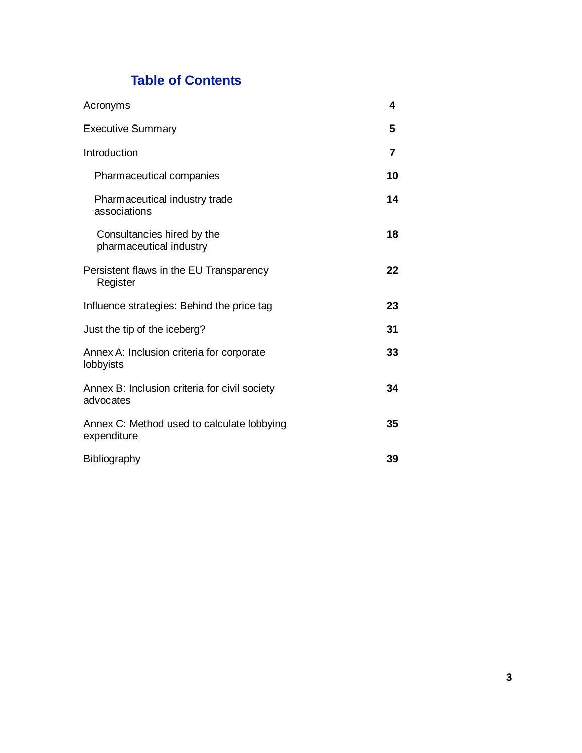## Table of Contents

| | |
|---|---|
| Acronyms | **4** |
| Executive Summary | **5** |
| Introduction | **7** |
| Pharmaceutical companies | **10** |
| Pharmaceutical industry trade associations | **14** |
| Consultancies hired by the pharmaceutical industry | **18** |
| Persistent flaws in the EU Transparency Register | **22** |
| Influence strategies: Behind the price tag | **23** |
| Just the tip of the iceberg? | **31** |
| Annex A: Inclusion criteria for corporate lobbyists | **33** |
| Annex B: Inclusion criteria for civil society advocates | **34** |
| Annex C: Method used to calculate lobbying expenditure | **35** |
| Bibliography | **39** |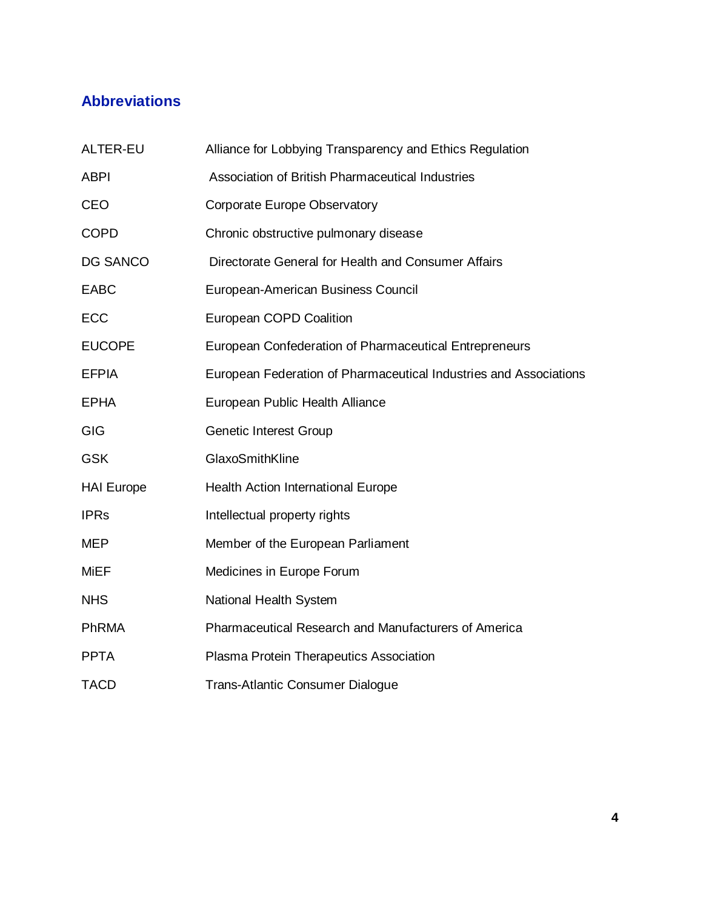## Abbreviations

| | |
|---|---|
| ALTER-EU | Alliance for Lobbying Transparency and Ethics Regulation |
| ABPI | Association of British Pharmaceutical Industries |
| CEO | Corporate Europe Observatory |
| COPD | Chronic obstructive pulmonary disease |
| DG SANCO | Directorate General for Health and Consumer Affairs |
| EABC | European-American Business Council |
| ECC | European COPD Coalition |
| EUCOPE | European Confederation of Pharmaceutical Entrepreneurs |
| EFPIA | European Federation of Pharmaceutical Industries and Associations |
| EPHA | European Public Health Alliance |
| GIG | Genetic Interest Group |
| GSK | GlaxoSmithKline |
| HAI Europe | Health Action International Europe |
| IPRs | Intellectual property rights |
| MEP | Member of the European Parliament |
| MiEF | Medicines in Europe Forum |
| NHS | National Health System |
| PhRMA | Pharmaceutical Research and Manufacturers of America |
| PPTA | Plasma Protein Therapeutics Association |
| TACD | Trans-Atlantic Consumer Dialogue |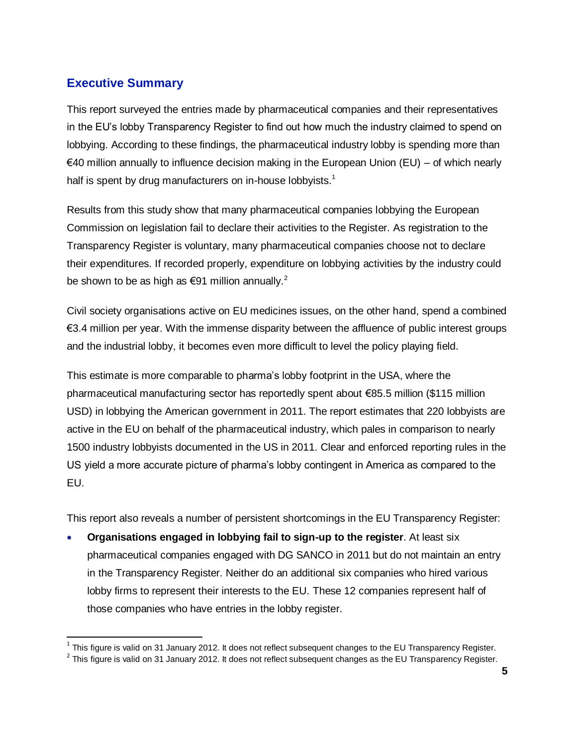## Executive Summary

This report surveyed the entries made by pharmaceutical companies and their representatives in the EU's lobby Transparency Register to find out how much the industry claimed to spend on lobbying. According to these findings, the pharmaceutical industry lobby is spending more than €40 million annually to influence decision making in the European Union (EU) – of which nearly half is spent by drug manufacturers on in-house lobbyists.[1]

Results from this study show that many pharmaceutical companies lobbying the European Commission on legislation fail to declare their activities to the Register. As registration to the Transparency Register is voluntary, many pharmaceutical companies choose not to declare their expenditures. If recorded properly, expenditure on lobbying activities by the industry could be shown to be as high as €91 million annually.[2]

Civil society organisations active on EU medicines issues, on the other hand, spend a combined €3.4 million per year. With the immense disparity between the affluence of public interest groups and the industrial lobby, it becomes even more difficult to level the policy playing field.

This estimate is more comparable to pharma's lobby footprint in the USA, where the pharmaceutical manufacturing sector has reportedly spent about €85.5 million ($115 million USD) in lobbying the American government in 2011. The report estimates that 220 lobbyists are active in the EU on behalf of the pharmaceutical industry, which pales in comparison to nearly 1500 industry lobbyists documented in the US in 2011. Clear and enforced reporting rules in the US yield a more accurate picture of pharma's lobby contingent in America as compared to the EU.

This report also reveals a number of persistent shortcomings in the EU Transparency Register:

- **Organisations engaged in lobbying fail to sign-up to the register**. At least six pharmaceutical companies engaged with DG SANCO in 2011 but do not maintain an entry in the Transparency Register. Neither do an additional six companies who hired various lobby firms to represent their interests to the EU. These 12 companies represent half of those companies who have entries in the lobby register.

---

[1] This figure is valid on 31 January 2012. It does not reflect subsequent changes to the EU Transparency Register.

[2] This figure is valid on 31 January 2012. It does not reflect subsequent changes as the EU Transparency Register.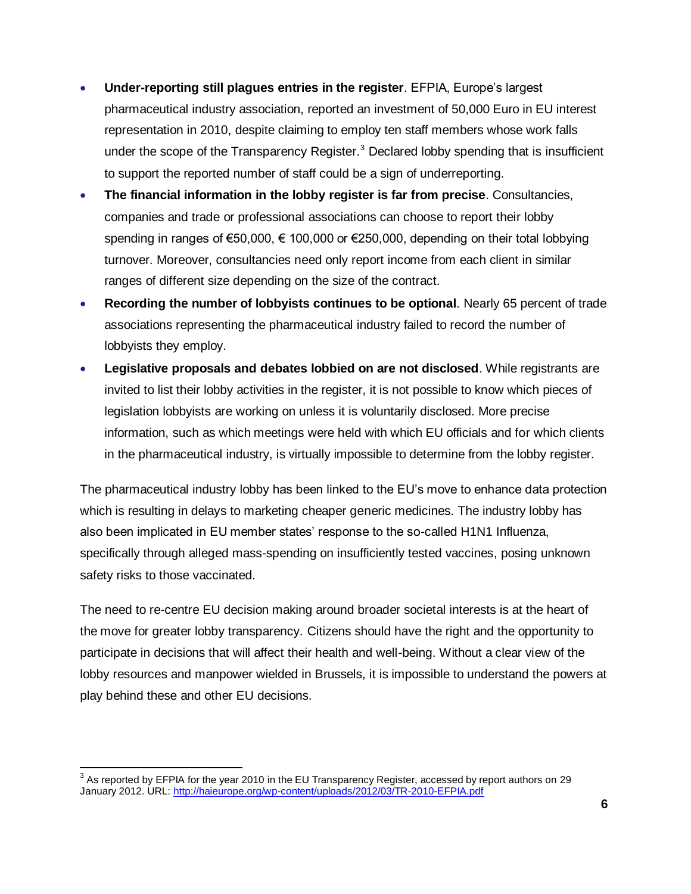- **Under-reporting still plagues entries in the register**. EFPIA, Europe's largest pharmaceutical industry association, reported an investment of 50,000 Euro in EU interest representation in 2010, despite claiming to employ ten staff members whose work falls under the scope of the Transparency Register.[3] Declared lobby spending that is insufficient to support the reported number of staff could be a sign of underreporting.
- **The financial information in the lobby register is far from precise**. Consultancies, companies and trade or professional associations can choose to report their lobby spending in ranges of €50,000, € 100,000 or €250,000, depending on their total lobbying turnover. Moreover, consultancies need only report income from each client in similar ranges of different size depending on the size of the contract.
- **Recording the number of lobbyists continues to be optional**. Nearly 65 percent of trade associations representing the pharmaceutical industry failed to record the number of lobbyists they employ.
- **Legislative proposals and debates lobbied on are not disclosed**. While registrants are invited to list their lobby activities in the register, it is not possible to know which pieces of legislation lobbyists are working on unless it is voluntarily disclosed. More precise information, such as which meetings were held with which EU officials and for which clients in the pharmaceutical industry, is virtually impossible to determine from the lobby register.

The pharmaceutical industry lobby has been linked to the EU's move to enhance data protection which is resulting in delays to marketing cheaper generic medicines. The industry lobby has also been implicated in EU member states' response to the so-called H1N1 Influenza, specifically through alleged mass-spending on insufficiently tested vaccines, posing unknown safety risks to those vaccinated.

The need to re-centre EU decision making around broader societal interests is at the heart of the move for greater lobby transparency. Citizens should have the right and the opportunity to participate in decisions that will affect their health and well-being. Without a clear view of the lobby resources and manpower wielded in Brussels, it is impossible to understand the powers at play behind these and other EU decisions.

---

[3] As reported by EFPIA for the year 2010 in the EU Transparency Register, accessed by report authors on 29 January 2012. URL: http://haieurope.org/wp-content/uploads/2012/03/TR-2010-EFPIA.pdf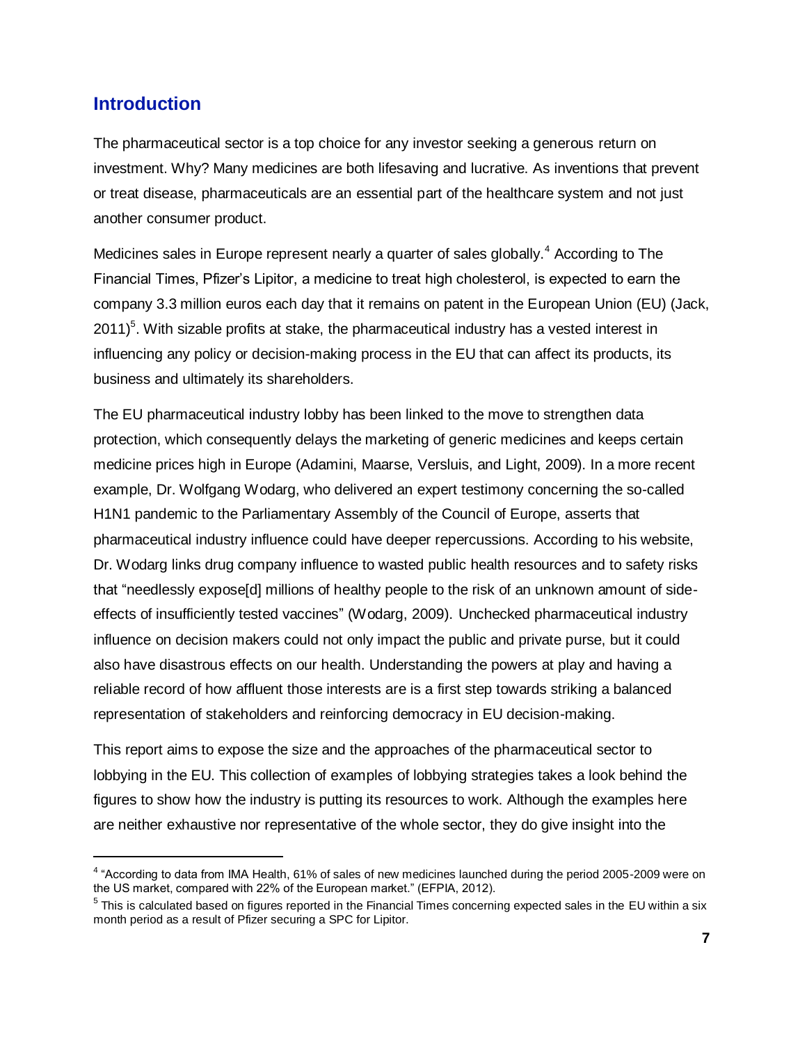## Introduction

The pharmaceutical sector is a top choice for any investor seeking a generous return on investment. Why? Many medicines are both lifesaving and lucrative. As inventions that prevent or treat disease, pharmaceuticals are an essential part of the healthcare system and not just another consumer product.

Medicines sales in Europe represent nearly a quarter of sales globally.[4] According to The Financial Times, Pfizer's Lipitor, a medicine to treat high cholesterol, is expected to earn the company 3.3 million euros each day that it remains on patent in the European Union (EU) (Jack, 2011)[5]. With sizable profits at stake, the pharmaceutical industry has a vested interest in influencing any policy or decision-making process in the EU that can affect its products, its business and ultimately its shareholders.

The EU pharmaceutical industry lobby has been linked to the move to strengthen data protection, which consequently delays the marketing of generic medicines and keeps certain medicine prices high in Europe (Adamini, Maarse, Versluis, and Light, 2009). In a more recent example, Dr. Wolfgang Wodarg, who delivered an expert testimony concerning the so-called H1N1 pandemic to the Parliamentary Assembly of the Council of Europe, asserts that pharmaceutical industry influence could have deeper repercussions. According to his website, Dr. Wodarg links drug company influence to wasted public health resources and to safety risks that "needlessly expose[d] millions of healthy people to the risk of an unknown amount of side-effects of insufficiently tested vaccines" (Wodarg, 2009). Unchecked pharmaceutical industry influence on decision makers could not only impact the public and private purse, but it could also have disastrous effects on our health. Understanding the powers at play and having a reliable record of how affluent those interests are is a first step towards striking a balanced representation of stakeholders and reinforcing democracy in EU decision-making.

This report aims to expose the size and the approaches of the pharmaceutical sector to lobbying in the EU. This collection of examples of lobbying strategies takes a look behind the figures to show how the industry is putting its resources to work. Although the examples here are neither exhaustive nor representative of the whole sector, they do give insight into the

[4] "According to data from IMA Health, 61% of sales of new medicines launched during the period 2005-2009 were on the US market, compared with 22% of the European market." (EFPIA, 2012).

[5] This is calculated based on figures reported in the Financial Times concerning expected sales in the EU within a six month period as a result of Pfizer securing a SPC for Lipitor.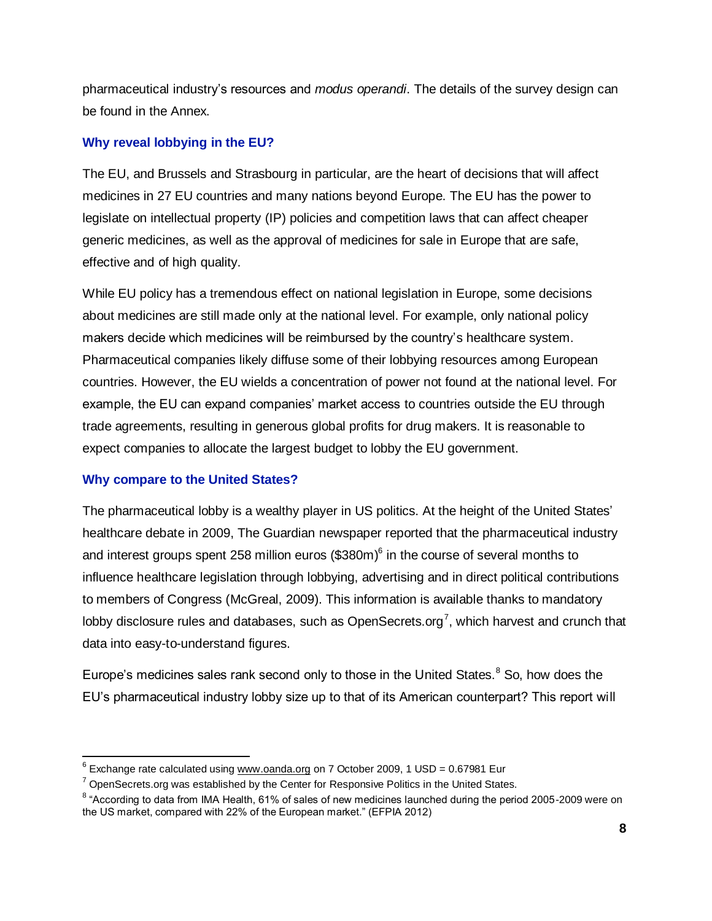pharmaceutical industry's resources and *modus operandi*. The details of the survey design can be found in the Annex.

### Why reveal lobbying in the EU?

The EU, and Brussels and Strasbourg in particular, are the heart of decisions that will affect medicines in 27 EU countries and many nations beyond Europe. The EU has the power to legislate on intellectual property (IP) policies and competition laws that can affect cheaper generic medicines, as well as the approval of medicines for sale in Europe that are safe, effective and of high quality.

While EU policy has a tremendous effect on national legislation in Europe, some decisions about medicines are still made only at the national level. For example, only national policy makers decide which medicines will be reimbursed by the country's healthcare system. Pharmaceutical companies likely diffuse some of their lobbying resources among European countries. However, the EU wields a concentration of power not found at the national level. For example, the EU can expand companies' market access to countries outside the EU through trade agreements, resulting in generous global profits for drug makers. It is reasonable to expect companies to allocate the largest budget to lobby the EU government.

### Why compare to the United States?

The pharmaceutical lobby is a wealthy player in US politics. At the height of the United States' healthcare debate in 2009, The Guardian newspaper reported that the pharmaceutical industry and interest groups spent 258 million euros ($380m)[6] in the course of several months to influence healthcare legislation through lobbying, advertising and in direct political contributions to members of Congress (McGreal, 2009). This information is available thanks to mandatory lobby disclosure rules and databases, such as OpenSecrets.org[7], which harvest and crunch that data into easy-to-understand figures.

Europe's medicines sales rank second only to those in the United States.[8] So, how does the EU's pharmaceutical industry lobby size up to that of its American counterpart? This report will

---

[6] Exchange rate calculated using www.oanda.org on 7 October 2009, 1 USD = 0.67981 Eur

[7] OpenSecrets.org was established by the Center for Responsive Politics in the United States.

[8] "According to data from IMA Health, 61% of sales of new medicines launched during the period 2005-2009 were on the US market, compared with 22% of the European market." (EFPIA 2012)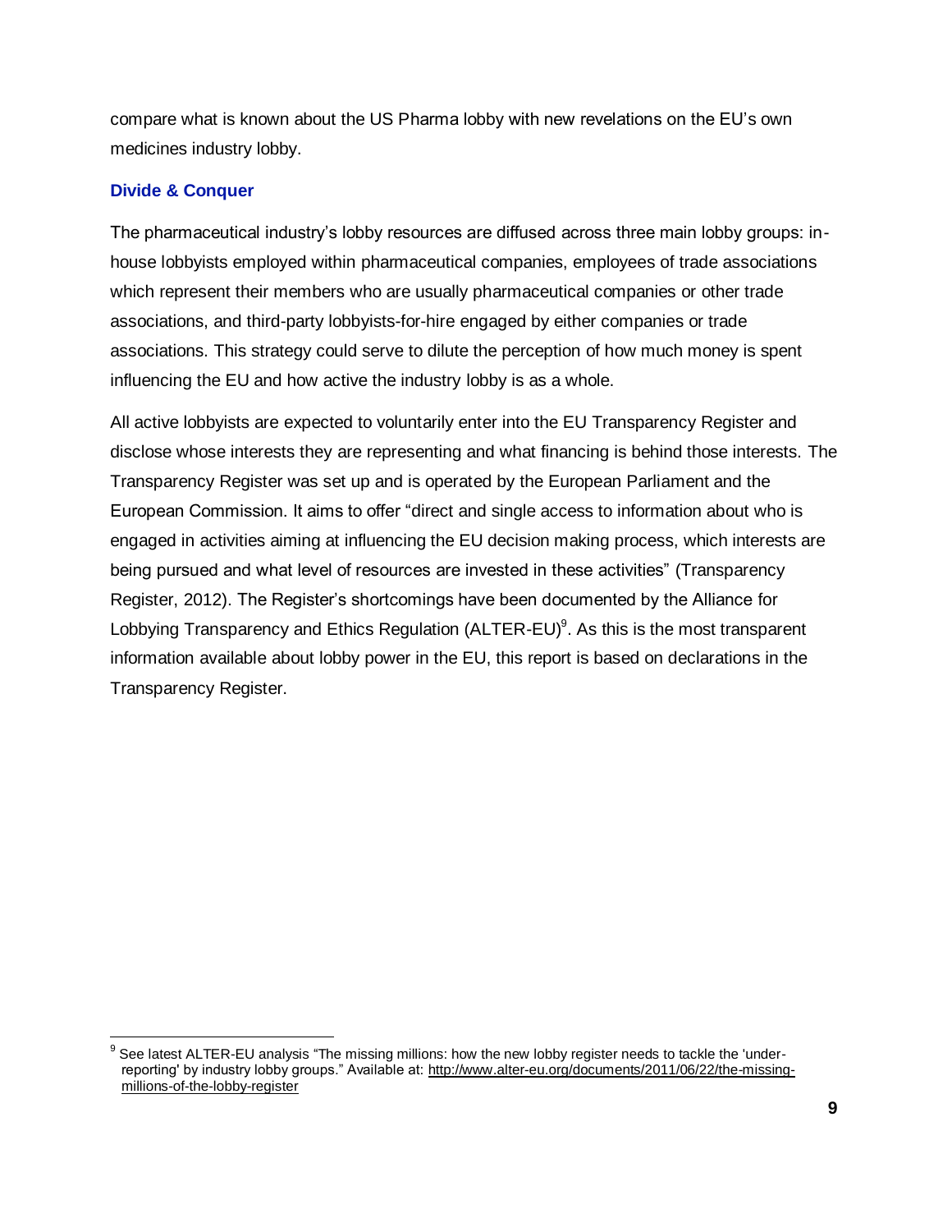compare what is known about the US Pharma lobby with new revelations on the EU's own medicines industry lobby.

### Divide & Conquer

The pharmaceutical industry's lobby resources are diffused across three main lobby groups: in-house lobbyists employed within pharmaceutical companies, employees of trade associations which represent their members who are usually pharmaceutical companies or other trade associations, and third-party lobbyists-for-hire engaged by either companies or trade associations. This strategy could serve to dilute the perception of how much money is spent influencing the EU and how active the industry lobby is as a whole.

All active lobbyists are expected to voluntarily enter into the EU Transparency Register and disclose whose interests they are representing and what financing is behind those interests. The Transparency Register was set up and is operated by the European Parliament and the European Commission. It aims to offer "direct and single access to information about who is engaged in activities aiming at influencing the EU decision making process, which interests are being pursued and what level of resources are invested in these activities" (Transparency Register, 2012). The Register's shortcomings have been documented by the Alliance for Lobbying Transparency and Ethics Regulation (ALTER-EU)[9]. As this is the most transparent information available about lobby power in the EU, this report is based on declarations in the Transparency Register.

---

[9] See latest ALTER-EU analysis "The missing millions: how the new lobby register needs to tackle the 'under-reporting' by industry lobby groups." Available at: http://www.alter-eu.org/documents/2011/06/22/the-missing-millions-of-the-lobby-register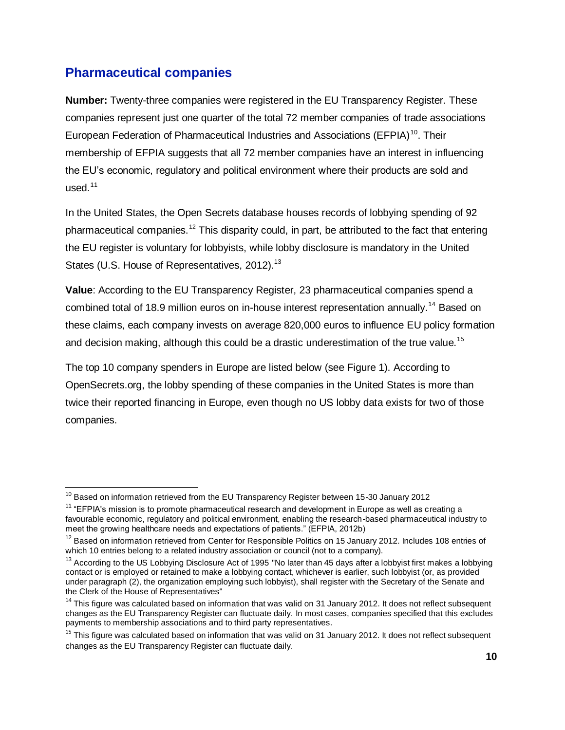## Pharmaceutical companies

**Number:** Twenty-three companies were registered in the EU Transparency Register. These companies represent just one quarter of the total 72 member companies of trade associations European Federation of Pharmaceutical Industries and Associations (EFPIA)[10]. Their membership of EFPIA suggests that all 72 member companies have an interest in influencing the EU's economic, regulatory and political environment where their products are sold and used.[11]

In the United States, the Open Secrets database houses records of lobbying spending of 92 pharmaceutical companies.[12] This disparity could, in part, be attributed to the fact that entering the EU register is voluntary for lobbyists, while lobby disclosure is mandatory in the United States (U.S. House of Representatives, 2012).[13]

**Value**: According to the EU Transparency Register, 23 pharmaceutical companies spend a combined total of 18.9 million euros on in-house interest representation annually.[14] Based on these claims, each company invests on average 820,000 euros to influence EU policy formation and decision making, although this could be a drastic underestimation of the true value.[15]

The top 10 company spenders in Europe are listed below (see Figure 1). According to OpenSecrets.org, the lobby spending of these companies in the United States is more than twice their reported financing in Europe, even though no US lobby data exists for two of those companies.

---

[10] Based on information retrieved from the EU Transparency Register between 15-30 January 2012

[11] "EFPIA's mission is to promote pharmaceutical research and development in Europe as well as creating a favourable economic, regulatory and political environment, enabling the research-based pharmaceutical industry to meet the growing healthcare needs and expectations of patients." (EFPIA, 2012b)

[12] Based on information retrieved from Center for Responsible Politics on 15 January 2012. Includes 108 entries of which 10 entries belong to a related industry association or council (not to a company).

[13] According to the US Lobbying Disclosure Act of 1995 "No later than 45 days after a lobbyist first makes a lobbying contact or is employed or retained to make a lobbying contact, whichever is earlier, such lobbyist (or, as provided under paragraph (2), the organization employing such lobbyist), shall register with the Secretary of the Senate and the Clerk of the House of Representatives"

[14] This figure was calculated based on information that was valid on 31 January 2012. It does not reflect subsequent changes as the EU Transparency Register can fluctuate daily. In most cases, companies specified that this excludes payments to membership associations and to third party representatives.

[15] This figure was calculated based on information that was valid on 31 January 2012. It does not reflect subsequent changes as the EU Transparency Register can fluctuate daily.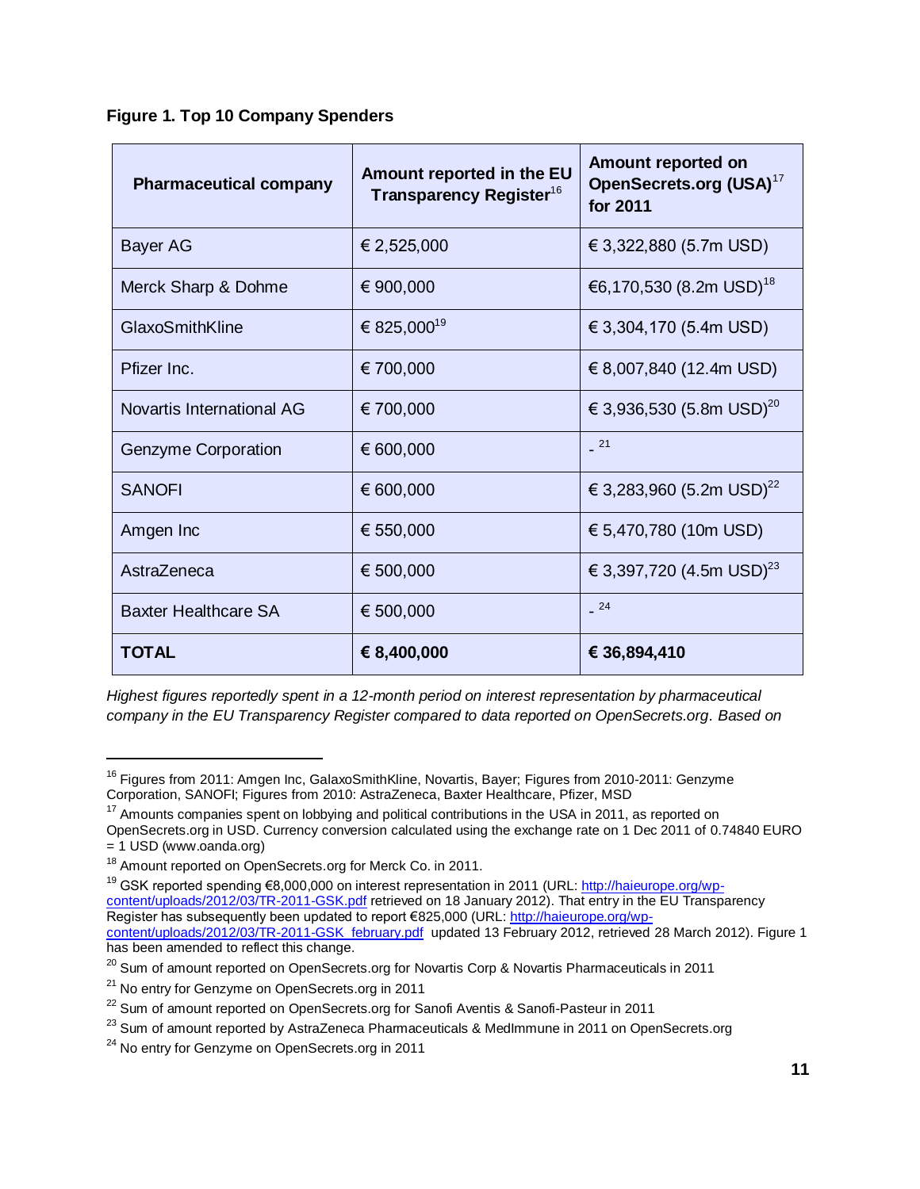**Figure 1. Top 10 Company Spenders**

| Pharmaceutical company | Amount reported in the EU Transparency Register[16] | Amount reported on OpenSecrets.org (USA)[17] for 2011 |
|---|---|---|
| Bayer AG | € 2,525,000 | € 3,322,880 (5.7m USD) |
| Merck Sharp & Dohme | € 900,000 | €6,170,530 (8.2m USD)[18] |
| GlaxoSmithKline | € 825,000[19] | € 3,304,170 (5.4m USD) |
| Pfizer Inc. | € 700,000 | € 8,007,840 (12.4m USD) |
| Novartis International AG | € 700,000 | € 3,936,530 (5.8m USD)[20] |
| Genzyme Corporation | € 600,000 | - [21] |
| SANOFI | € 600,000 | € 3,283,960 (5.2m USD)[22] |
| Amgen Inc | € 550,000 | € 5,470,780 (10m USD) |
| AstraZeneca | € 500,000 | € 3,397,720 (4.5m USD)[23] |
| Baxter Healthcare SA | € 500,000 | - [24] |
| **TOTAL** | **€ 8,400,000** | **€ 36,894,410** |

*Highest figures reportedly spent in a 12-month period on interest representation by pharmaceutical company in the EU Transparency Register compared to data reported on OpenSecrets.org. Based on*

---

[16] Figures from 2011: Amgen Inc, GalaxoSmithKline, Novartis, Bayer; Figures from 2010-2011: Genzyme Corporation, SANOFI; Figures from 2010: AstraZeneca, Baxter Healthcare, Pfizer, MSD

[17] Amounts companies spent on lobbying and political contributions in the USA in 2011, as reported on OpenSecrets.org in USD. Currency conversion calculated using the exchange rate on 1 Dec 2011 of 0.74840 EURO = 1 USD (www.oanda.org)

[18] Amount reported on OpenSecrets.org for Merck Co. in 2011.

[19] GSK reported spending €8,000,000 on interest representation in 2011 (URL: http://haieurope.org/wp-content/uploads/2012/03/TR-2011-GSK.pdf retrieved on 18 January 2012). That entry in the EU Transparency Register has subsequently been updated to report €825,000 (URL: http://haieurope.org/wp-content/uploads/2012/03/TR-2011-GSK_february.pdf updated 13 February 2012, retrieved 28 March 2012). Figure 1 has been amended to reflect this change.

[20] Sum of amount reported on OpenSecrets.org for Novartis Corp & Novartis Pharmaceuticals in 2011

[21] No entry for Genzyme on OpenSecrets.org in 2011

[22] Sum of amount reported on OpenSecrets.org for Sanofi Aventis & Sanofi-Pasteur in 2011

[23] Sum of amount reported by AstraZeneca Pharmaceuticals & MedImmune in 2011 on OpenSecrets.org

[24] No entry for Genzyme on OpenSecrets.org in 2011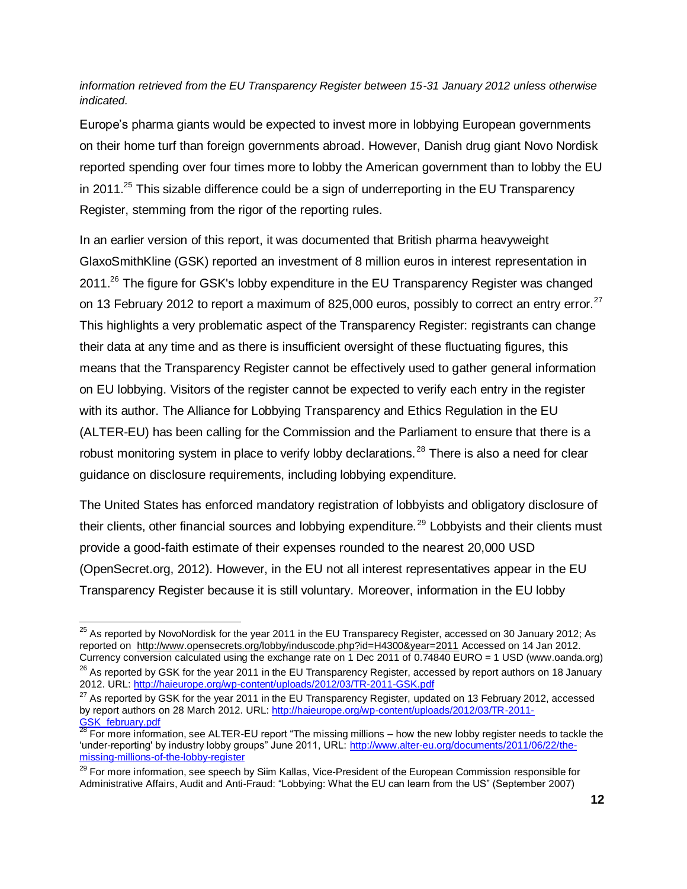*information retrieved from the EU Transparency Register between 15-31 January 2012 unless otherwise indicated.*

Europe's pharma giants would be expected to invest more in lobbying European governments on their home turf than foreign governments abroad. However, Danish drug giant Novo Nordisk reported spending over four times more to lobby the American government than to lobby the EU in 2011.[25] This sizable difference could be a sign of underreporting in the EU Transparency Register, stemming from the rigor of the reporting rules.

In an earlier version of this report, it was documented that British pharma heavyweight GlaxoSmithKline (GSK) reported an investment of 8 million euros in interest representation in 2011.[26] The figure for GSK's lobby expenditure in the EU Transparency Register was changed on 13 February 2012 to report a maximum of 825,000 euros, possibly to correct an entry error.[27] This highlights a very problematic aspect of the Transparency Register: registrants can change their data at any time and as there is insufficient oversight of these fluctuating figures, this means that the Transparency Register cannot be effectively used to gather general information on EU lobbying. Visitors of the register cannot be expected to verify each entry in the register with its author. The Alliance for Lobbying Transparency and Ethics Regulation in the EU (ALTER-EU) has been calling for the Commission and the Parliament to ensure that there is a robust monitoring system in place to verify lobby declarations.[28] There is also a need for clear guidance on disclosure requirements, including lobbying expenditure.

The United States has enforced mandatory registration of lobbyists and obligatory disclosure of their clients, other financial sources and lobbying expenditure.[29] Lobbyists and their clients must provide a good-faith estimate of their expenses rounded to the nearest 20,000 USD (OpenSecret.org, 2012). However, in the EU not all interest representatives appear in the EU Transparency Register because it is still voluntary. Moreover, information in the EU lobby

---

[25] As reported by NovoNordisk for the year 2011 in the EU Transparecy Register, accessed on 30 January 2012; As reported on http://www.opensecrets.org/lobby/induscode.php?id=H4300&year=2011 Accessed on 14 Jan 2012. Currency conversion calculated using the exchange rate on 1 Dec 2011 of 0.74840 EURO = 1 USD (www.oanda.org)

[26] As reported by GSK for the year 2011 in the EU Transparency Register, accessed by report authors on 18 January 2012. URL: http://haieurope.org/wp-content/uploads/2012/03/TR-2011-GSK.pdf

[27] As reported by GSK for the year 2011 in the EU Transparency Register, updated on 13 February 2012, accessed by report authors on 28 March 2012. URL: http://haieurope.org/wp-content/uploads/2012/03/TR-2011-GSK_february.pdf

[28] For more information, see ALTER-EU report "The missing millions – how the new lobby register needs to tackle the 'under-reporting' by industry lobby groups" June 2011, URL: http://www.alter-eu.org/documents/2011/06/22/the-missing-millions-of-the-lobby-register

[29] For more information, see speech by Siim Kallas, Vice-President of the European Commission responsible for Administrative Affairs, Audit and Anti-Fraud: "Lobbying: What the EU can learn from the US" (September 2007)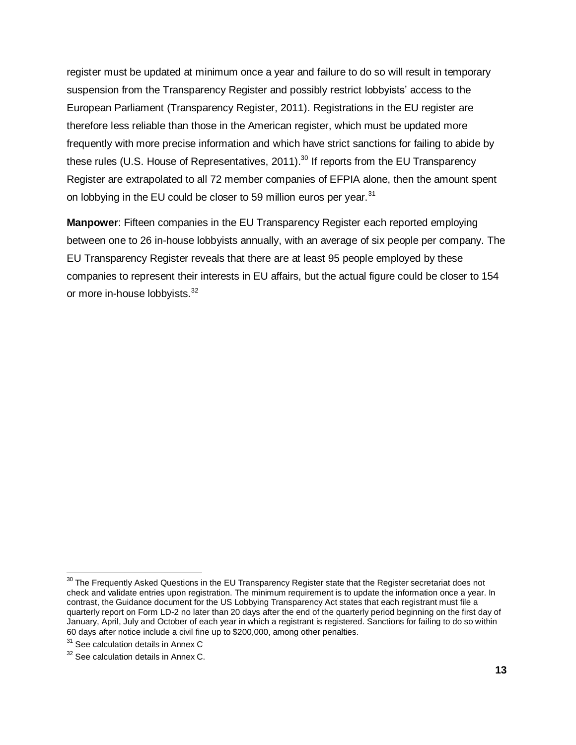register must be updated at minimum once a year and failure to do so will result in temporary suspension from the Transparency Register and possibly restrict lobbyists' access to the European Parliament (Transparency Register, 2011). Registrations in the EU register are therefore less reliable than those in the American register, which must be updated more frequently with more precise information and which have strict sanctions for failing to abide by these rules (U.S. House of Representatives, 2011).[30] If reports from the EU Transparency Register are extrapolated to all 72 member companies of EFPIA alone, then the amount spent on lobbying in the EU could be closer to 59 million euros per year.[31]

**Manpower**: Fifteen companies in the EU Transparency Register each reported employing between one to 26 in-house lobbyists annually, with an average of six people per company. The EU Transparency Register reveals that there are at least 95 people employed by these companies to represent their interests in EU affairs, but the actual figure could be closer to 154 or more in-house lobbyists.[32]

---

[30] The Frequently Asked Questions in the EU Transparency Register state that the Register secretariat does not check and validate entries upon registration. The minimum requirement is to update the information once a year. In contrast, the Guidance document for the US Lobbying Transparency Act states that each registrant must file a quarterly report on Form LD-2 no later than 20 days after the end of the quarterly period beginning on the first day of January, April, July and October of each year in which a registrant is registered. Sanctions for failing to do so within 60 days after notice include a civil fine up to $200,000, among other penalties.

[31] See calculation details in Annex C

[32] See calculation details in Annex C.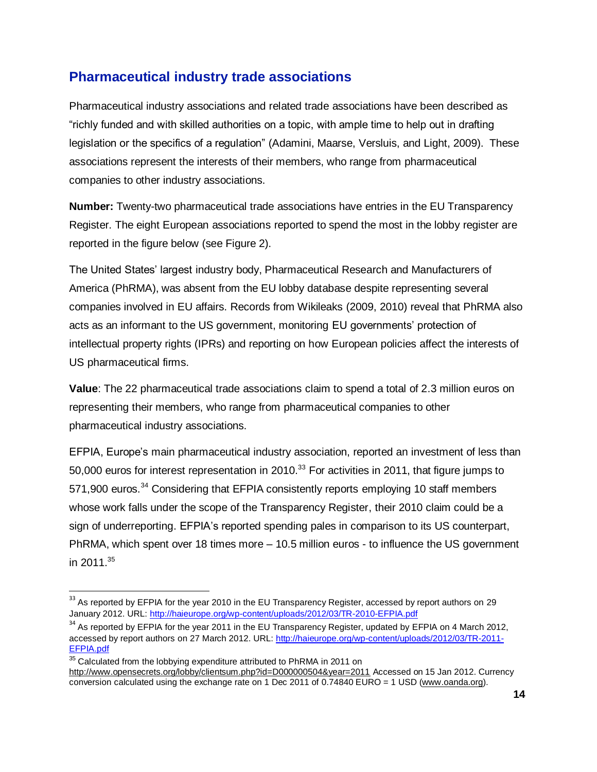## Pharmaceutical industry trade associations

Pharmaceutical industry associations and related trade associations have been described as "richly funded and with skilled authorities on a topic, with ample time to help out in drafting legislation or the specifics of a regulation" (Adamini, Maarse, Versluis, and Light, 2009). These associations represent the interests of their members, who range from pharmaceutical companies to other industry associations.

**Number:** Twenty-two pharmaceutical trade associations have entries in the EU Transparency Register. The eight European associations reported to spend the most in the lobby register are reported in the figure below (see Figure 2).

The United States' largest industry body, Pharmaceutical Research and Manufacturers of America (PhRMA), was absent from the EU lobby database despite representing several companies involved in EU affairs. Records from Wikileaks (2009, 2010) reveal that PhRMA also acts as an informant to the US government, monitoring EU governments' protection of intellectual property rights (IPRs) and reporting on how European policies affect the interests of US pharmaceutical firms.

**Value**: The 22 pharmaceutical trade associations claim to spend a total of 2.3 million euros on representing their members, who range from pharmaceutical companies to other pharmaceutical industry associations.

EFPIA, Europe's main pharmaceutical industry association, reported an investment of less than 50,000 euros for interest representation in 2010.[33] For activities in 2011, that figure jumps to 571,900 euros.[34] Considering that EFPIA consistently reports employing 10 staff members whose work falls under the scope of the Transparency Register, their 2010 claim could be a sign of underreporting. EFPIA's reported spending pales in comparison to its US counterpart, PhRMA, which spent over 18 times more – 10.5 million euros - to influence the US government in 2011.[35]

---

[33] As reported by EFPIA for the year 2010 in the EU Transparency Register, accessed by report authors on 29 January 2012. URL: http://haieurope.org/wp-content/uploads/2012/03/TR-2010-EFPIA.pdf

[34] As reported by EFPIA for the year 2011 in the EU Transparency Register, updated by EFPIA on 4 March 2012, accessed by report authors on 27 March 2012. URL: http://haieurope.org/wp-content/uploads/2012/03/TR-2011-EFPIA.pdf

[35] Calculated from the lobbying expenditure attributed to PhRMA in 2011 on http://www.opensecrets.org/lobby/clientsum.php?id=D000000504&year=2011 Accessed on 15 Jan 2012. Currency conversion calculated using the exchange rate on 1 Dec 2011 of 0.74840 EURO = 1 USD (www.oanda.org).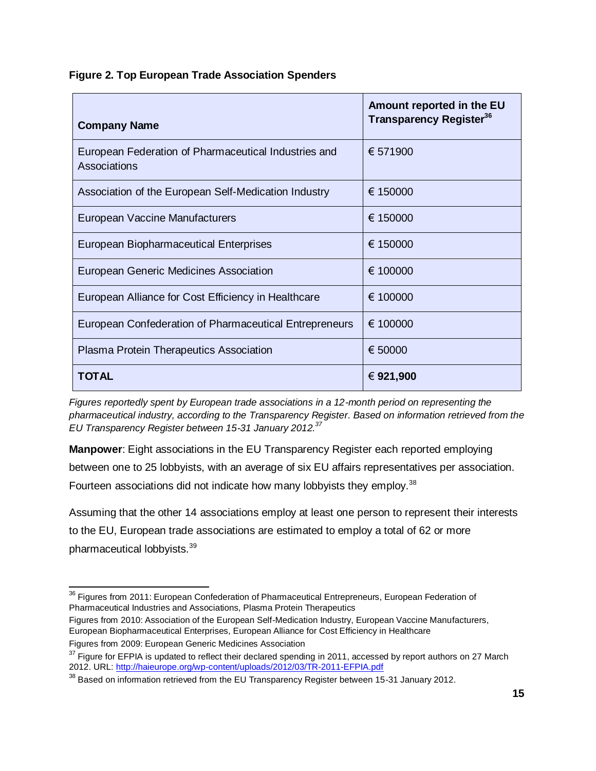**Figure 2. Top European Trade Association Spenders**

| Company Name | Amount reported in the EU Transparency Register[36] |
|---|---|
| European Federation of Pharmaceutical Industries and Associations | € 571900 |
| Association of the European Self-Medication Industry | € 150000 |
| European Vaccine Manufacturers | € 150000 |
| European Biopharmaceutical Enterprises | € 150000 |
| European Generic Medicines Association | € 100000 |
| European Alliance for Cost Efficiency in Healthcare | € 100000 |
| European Confederation of Pharmaceutical Entrepreneurs | € 100000 |
| Plasma Protein Therapeutics Association | € 50000 |
| **TOTAL** | **€ 921,900** |

*Figures reportedly spent by European trade associations in a 12-month period on representing the pharmaceutical industry, according to the Transparency Register. Based on information retrieved from the EU Transparency Register between 15-31 January 2012.[37]*

**Manpower**: Eight associations in the EU Transparency Register each reported employing between one to 25 lobbyists, with an average of six EU affairs representatives per association. Fourteen associations did not indicate how many lobbyists they employ.[38]

Assuming that the other 14 associations employ at least one person to represent their interests to the EU, European trade associations are estimated to employ a total of 62 or more pharmaceutical lobbyists.[39]

---

[36] Figures from 2011: European Confederation of Pharmaceutical Entrepreneurs, European Federation of Pharmaceutical Industries and Associations, Plasma Protein Therapeutics

Figures from 2010: Association of the European Self-Medication Industry, European Vaccine Manufacturers, European Biopharmaceutical Enterprises, European Alliance for Cost Efficiency in Healthcare

Figures from 2009: European Generic Medicines Association

[37] Figure for EFPIA is updated to reflect their declared spending in 2011, accessed by report authors on 27 March 2012. URL: http://haieurope.org/wp-content/uploads/2012/03/TR-2011-EFPIA.pdf

[38] Based on information retrieved from the EU Transparency Register between 15-31 January 2012.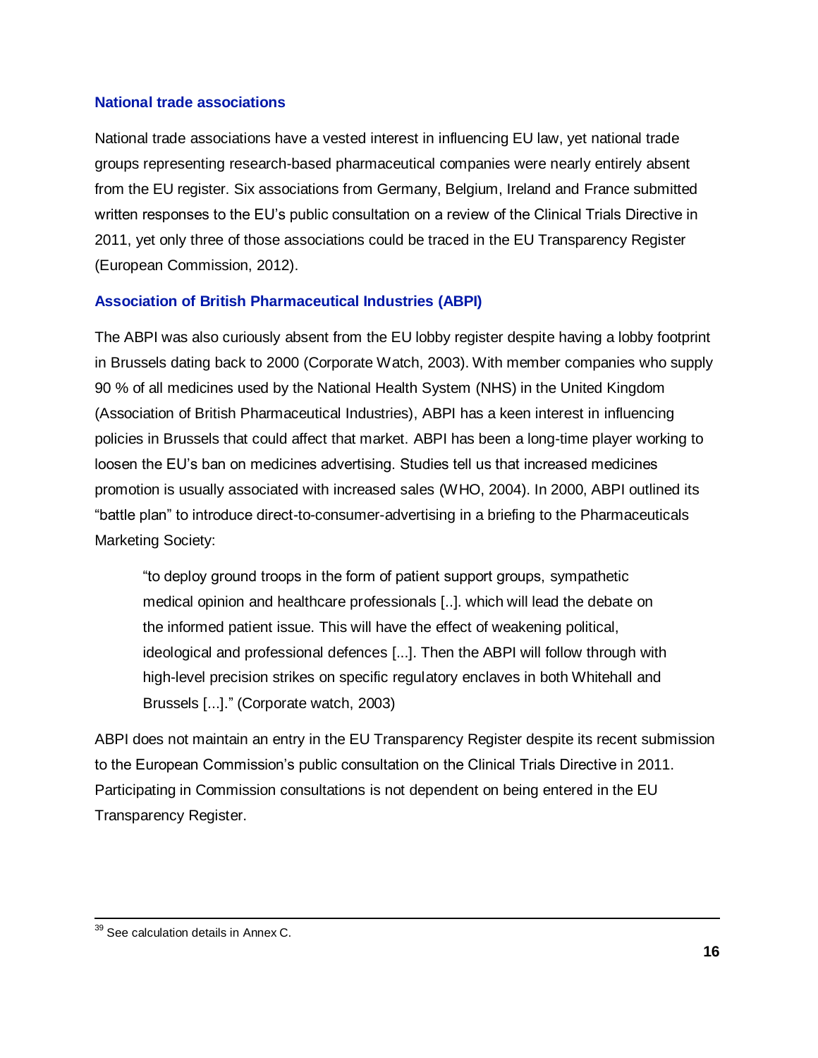### National trade associations

National trade associations have a vested interest in influencing EU law, yet national trade groups representing research-based pharmaceutical companies were nearly entirely absent from the EU register. Six associations from Germany, Belgium, Ireland and France submitted written responses to the EU's public consultation on a review of the Clinical Trials Directive in 2011, yet only three of those associations could be traced in the EU Transparency Register (European Commission, 2012).

### Association of British Pharmaceutical Industries (ABPI)

The ABPI was also curiously absent from the EU lobby register despite having a lobby footprint in Brussels dating back to 2000 (Corporate Watch, 2003). With member companies who supply 90 % of all medicines used by the National Health System (NHS) in the United Kingdom (Association of British Pharmaceutical Industries), ABPI has a keen interest in influencing policies in Brussels that could affect that market. ABPI has been a long-time player working to loosen the EU's ban on medicines advertising. Studies tell us that increased medicines promotion is usually associated with increased sales (WHO, 2004). In 2000, ABPI outlined its "battle plan" to introduce direct-to-consumer-advertising in a briefing to the Pharmaceuticals Marketing Society:

> "to deploy ground troops in the form of patient support groups, sympathetic medical opinion and healthcare professionals [..]. which will lead the debate on the informed patient issue. This will have the effect of weakening political, ideological and professional defences [...]. Then the ABPI will follow through with high-level precision strikes on specific regulatory enclaves in both Whitehall and Brussels [...]." (Corporate watch, 2003)

ABPI does not maintain an entry in the EU Transparency Register despite its recent submission to the European Commission's public consultation on the Clinical Trials Directive in 2011. Participating in Commission consultations is not dependent on being entered in the EU Transparency Register.

---

[39] See calculation details in Annex C.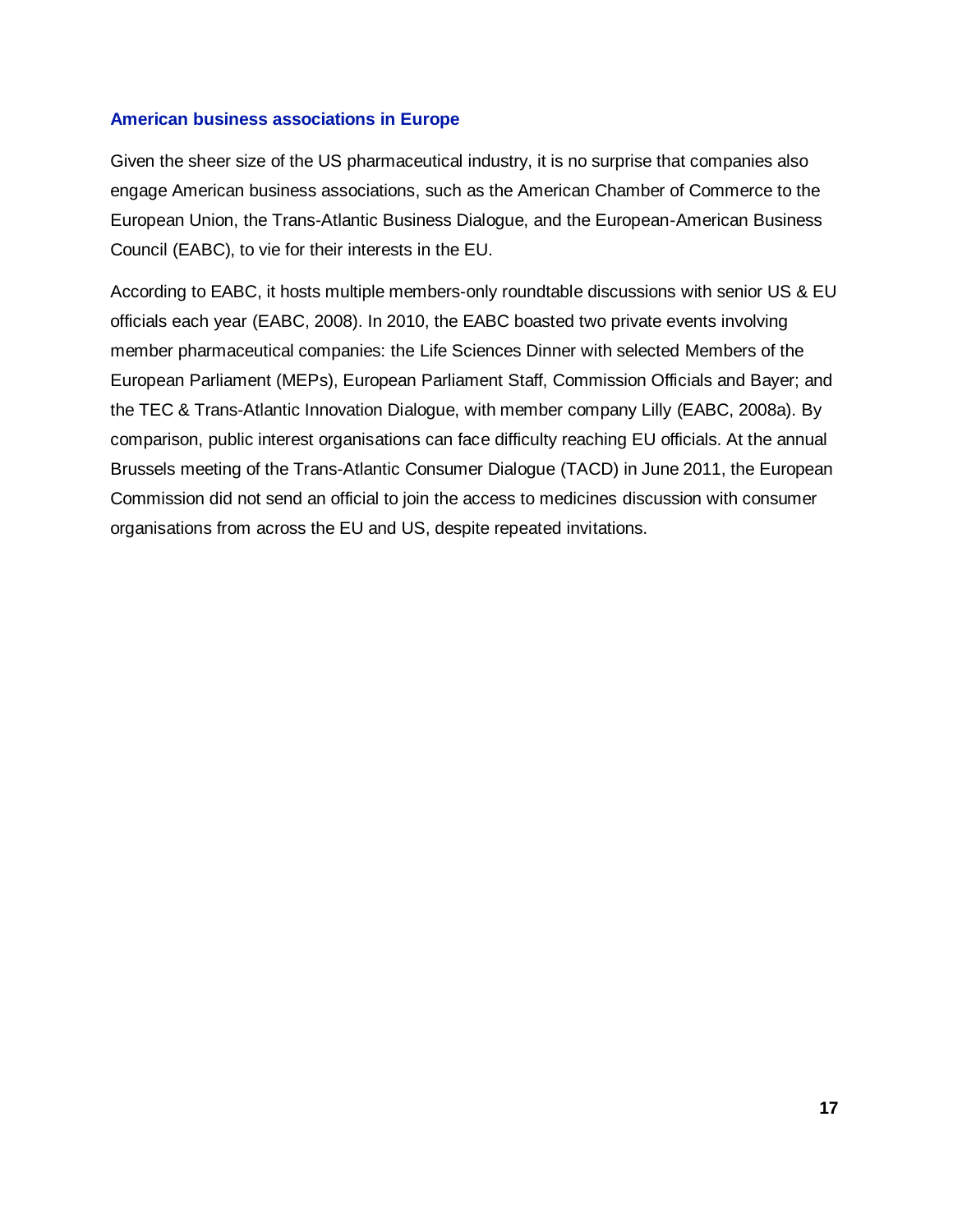### American business associations in Europe

Given the sheer size of the US pharmaceutical industry, it is no surprise that companies also engage American business associations, such as the American Chamber of Commerce to the European Union, the Trans-Atlantic Business Dialogue, and the European-American Business Council (EABC), to vie for their interests in the EU.

According to EABC, it hosts multiple members-only roundtable discussions with senior US & EU officials each year (EABC, 2008). In 2010, the EABC boasted two private events involving member pharmaceutical companies: the Life Sciences Dinner with selected Members of the European Parliament (MEPs), European Parliament Staff, Commission Officials and Bayer; and the TEC & Trans-Atlantic Innovation Dialogue, with member company Lilly (EABC, 2008a). By comparison, public interest organisations can face difficulty reaching EU officials. At the annual Brussels meeting of the Trans-Atlantic Consumer Dialogue (TACD) in June 2011, the European Commission did not send an official to join the access to medicines discussion with consumer organisations from across the EU and US, despite repeated invitations.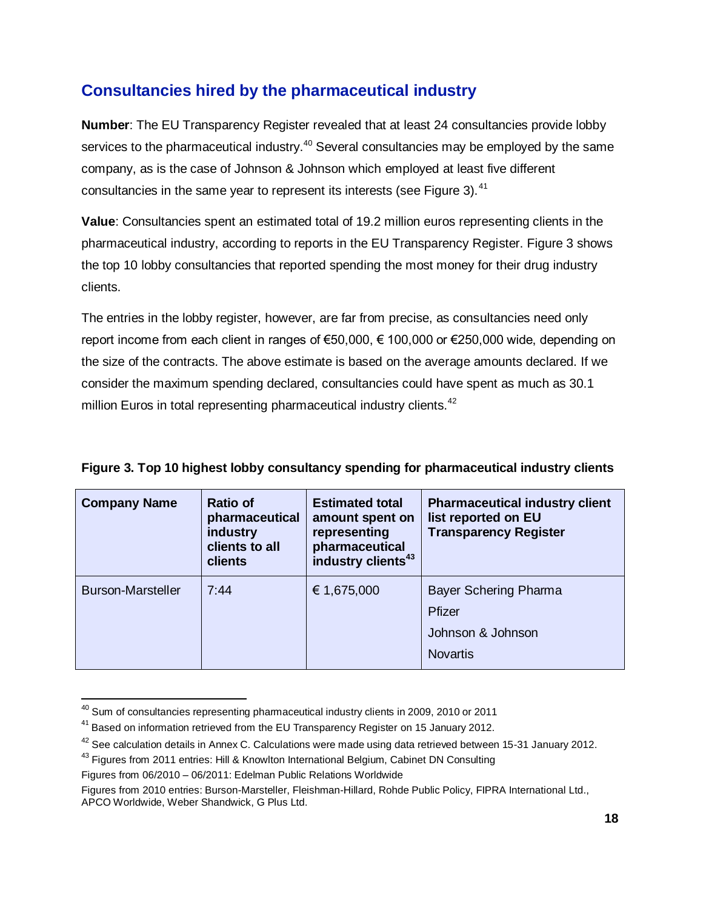## Consultancies hired by the pharmaceutical industry

**Number**: The EU Transparency Register revealed that at least 24 consultancies provide lobby services to the pharmaceutical industry.[40] Several consultancies may be employed by the same company, as is the case of Johnson & Johnson which employed at least five different consultancies in the same year to represent its interests (see Figure 3).[41]

**Value**: Consultancies spent an estimated total of 19.2 million euros representing clients in the pharmaceutical industry, according to reports in the EU Transparency Register. Figure 3 shows the top 10 lobby consultancies that reported spending the most money for their drug industry clients.

The entries in the lobby register, however, are far from precise, as consultancies need only report income from each client in ranges of €50,000, € 100,000 or €250,000 wide, depending on the size of the contracts. The above estimate is based on the average amounts declared. If we consider the maximum spending declared, consultancies could have spent as much as 30.1 million Euros in total representing pharmaceutical industry clients.[42]

**Figure 3. Top 10 highest lobby consultancy spending for pharmaceutical industry clients**

| Company Name | Ratio of pharmaceutical industry clients to all clients | Estimated total amount spent on representing pharmaceutical industry clients[43] | Pharmaceutical industry client list reported on EU Transparency Register |
|---|---|---|---|
| Burson-Marsteller | 7:44 | € 1,675,000 | Bayer Schering Pharma<br>Pfizer<br>Johnson & Johnson<br>Novartis |

[40] Sum of consultancies representing pharmaceutical industry clients in 2009, 2010 or 2011

[41] Based on information retrieved from the EU Transparency Register on 15 January 2012.

[42] See calculation details in Annex C. Calculations were made using data retrieved between 15-31 January 2012.

[43] Figures from 2011 entries: Hill & Knowlton International Belgium, Cabinet DN Consulting

Figures from 06/2010 – 06/2011: Edelman Public Relations Worldwide

Figures from 2010 entries: Burson-Marsteller, Fleishman-Hillard, Rohde Public Policy, FIPRA International Ltd., APCO Worldwide, Weber Shandwick, G Plus Ltd.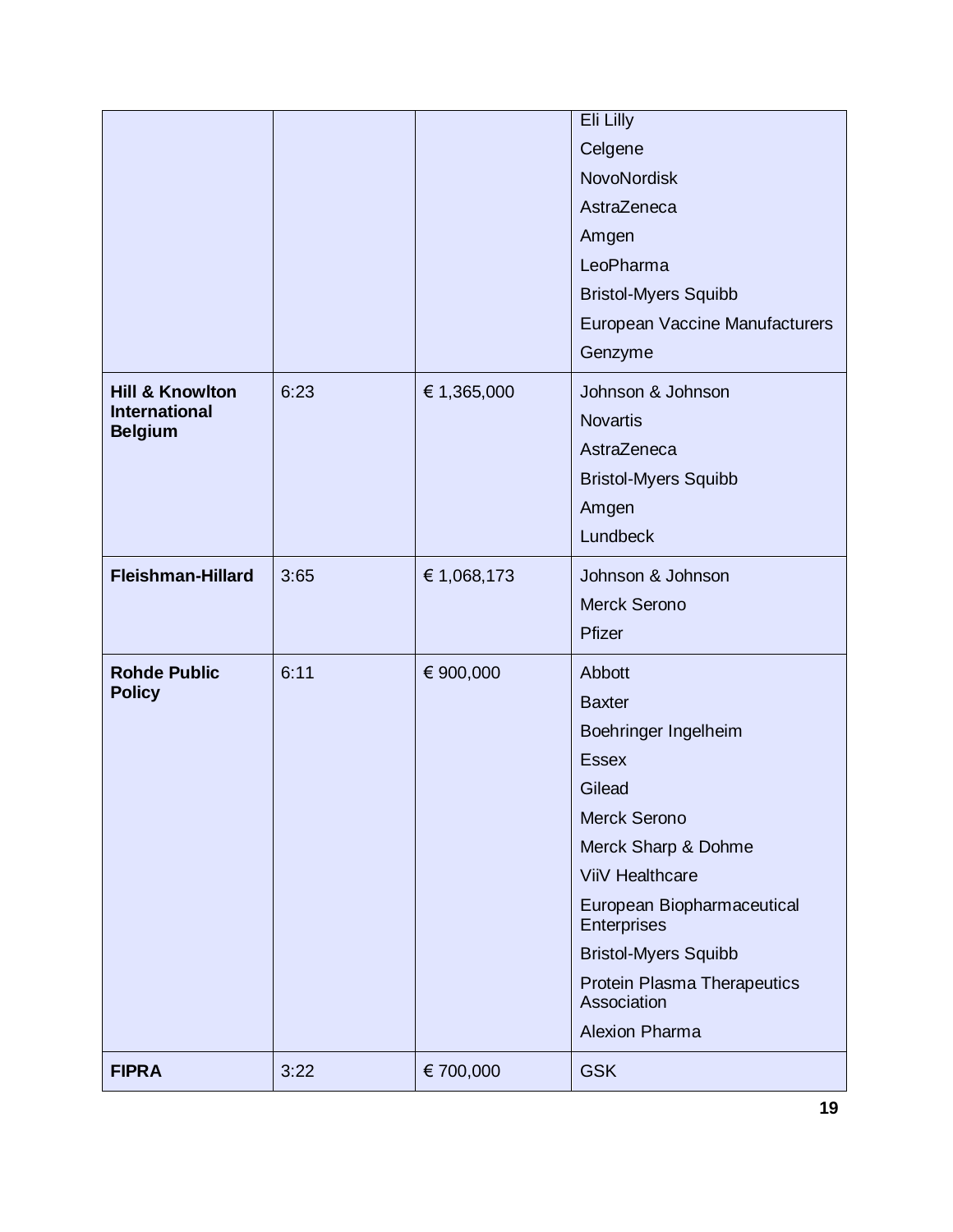| | | | |
|---|---|---|---|
| | | | Eli Lilly<br>Celgene<br>NovoNordisk<br>AstraZeneca<br>Amgen<br>LeoPharma<br>Bristol-Myers Squibb<br>European Vaccine Manufacturers<br>Genzyme |
| **Hill & Knowlton International Belgium** | 6:23 | € 1,365,000 | Johnson & Johnson<br>Novartis<br>AstraZeneca<br>Bristol-Myers Squibb<br>Amgen<br>Lundbeck |
| **Fleishman-Hillard** | 3:65 | € 1,068,173 | Johnson & Johnson<br>Merck Serono<br>Pfizer |
| **Rohde Public Policy** | 6:11 | € 900,000 | Abbott<br>Baxter<br>Boehringer Ingelheim<br>Essex<br>Gilead<br>Merck Serono<br>Merck Sharp & Dohme<br>ViiV Healthcare<br>European Biopharmaceutical Enterprises<br>Bristol-Myers Squibb<br>Protein Plasma Therapeutics Association<br>Alexion Pharma |
| **FIPRA** | 3:22 | € 700,000 | GSK |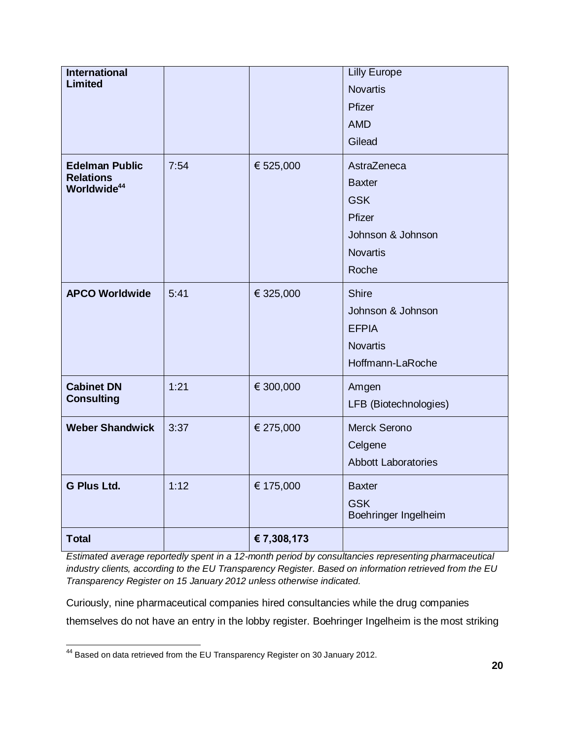| | | | |
|---|---|---|---|
| **International Limited** | | | Lilly Europe<br>Novartis<br>Pfizer<br>AMD<br>Gilead |
| **Edelman Public Relations Worldwide**[44] | 7:54 | € 525,000 | AstraZeneca<br>Baxter<br>GSK<br>Pfizer<br>Johnson & Johnson<br>Novartis<br>Roche |
| **APCO Worldwide** | 5:41 | € 325,000 | Shire<br>Johnson & Johnson<br>EFPIA<br>Novartis<br>Hoffmann-LaRoche |
| **Cabinet DN Consulting** | 1:21 | € 300,000 | Amgen<br>LFB (Biotechnologies) |
| **Weber Shandwick** | 3:37 | € 275,000 | Merck Serono<br>Celgene<br>Abbott Laboratories |
| **G Plus Ltd.** | 1:12 | € 175,000 | Baxter<br>GSK<br>Boehringer Ingelheim |
| **Total** | | **€ 7,308,173** | |

*Estimated average reportedly spent in a 12-month period by consultancies representing pharmaceutical industry clients, according to the EU Transparency Register. Based on information retrieved from the EU Transparency Register on 15 January 2012 unless otherwise indicated.*

Curiously, nine pharmaceutical companies hired consultancies while the drug companies themselves do not have an entry in the lobby register. Boehringer Ingelheim is the most striking

[44] Based on data retrieved from the EU Transparency Register on 30 January 2012.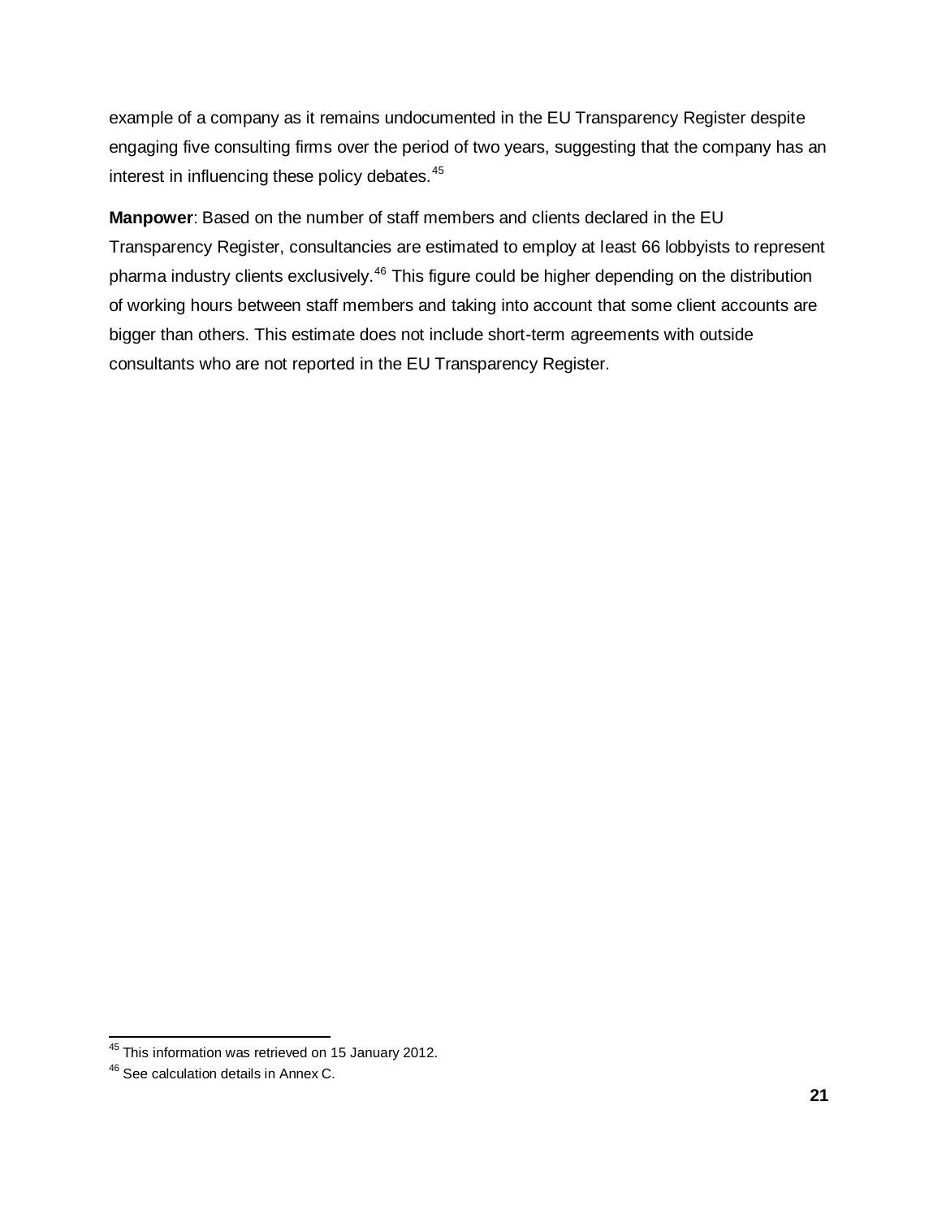example of a company as it remains undocumented in the EU Transparency Register despite engaging five consulting firms over the period of two years, suggesting that the company has an interest in influencing these policy debates.[45]

**Manpower**: Based on the number of staff members and clients declared in the EU Transparency Register, consultancies are estimated to employ at least 66 lobbyists to represent pharma industry clients exclusively.[46] This figure could be higher depending on the distribution of working hours between staff members and taking into account that some client accounts are bigger than others. This estimate does not include short-term agreements with outside consultants who are not reported in the EU Transparency Register.

---

[45] This information was retrieved on 15 January 2012.

[46] See calculation details in Annex C.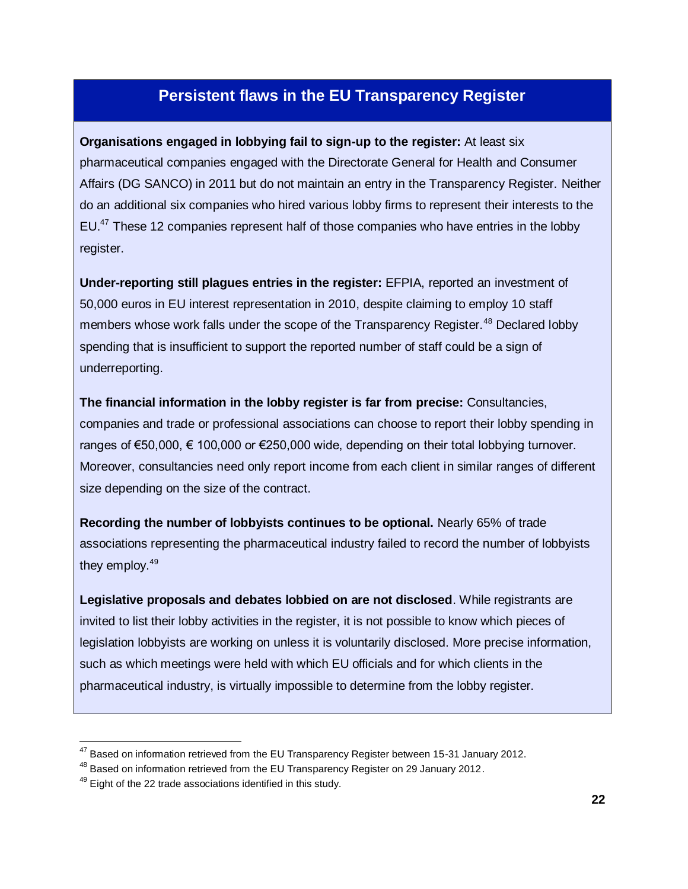## Persistent flaws in the EU Transparency Register

**Organisations engaged in lobbying fail to sign-up to the register:** At least six pharmaceutical companies engaged with the Directorate General for Health and Consumer Affairs (DG SANCO) in 2011 but do not maintain an entry in the Transparency Register. Neither do an additional six companies who hired various lobby firms to represent their interests to the EU.[47] These 12 companies represent half of those companies who have entries in the lobby register.

**Under-reporting still plagues entries in the register:** EFPIA, reported an investment of 50,000 euros in EU interest representation in 2010, despite claiming to employ 10 staff members whose work falls under the scope of the Transparency Register.[48] Declared lobby spending that is insufficient to support the reported number of staff could be a sign of underreporting.

**The financial information in the lobby register is far from precise:** Consultancies, companies and trade or professional associations can choose to report their lobby spending in ranges of €50,000, € 100,000 or €250,000 wide, depending on their total lobbying turnover. Moreover, consultancies need only report income from each client in similar ranges of different size depending on the size of the contract.

**Recording the number of lobbyists continues to be optional.** Nearly 65% of trade associations representing the pharmaceutical industry failed to record the number of lobbyists they employ.[49]

**Legislative proposals and debates lobbied on are not disclosed**. While registrants are invited to list their lobby activities in the register, it is not possible to know which pieces of legislation lobbyists are working on unless it is voluntarily disclosed. More precise information, such as which meetings were held with which EU officials and for which clients in the pharmaceutical industry, is virtually impossible to determine from the lobby register.

---

[47] Based on information retrieved from the EU Transparency Register between 15-31 January 2012.

[48] Based on information retrieved from the EU Transparency Register on 29 January 2012.

[49] Eight of the 22 trade associations identified in this study.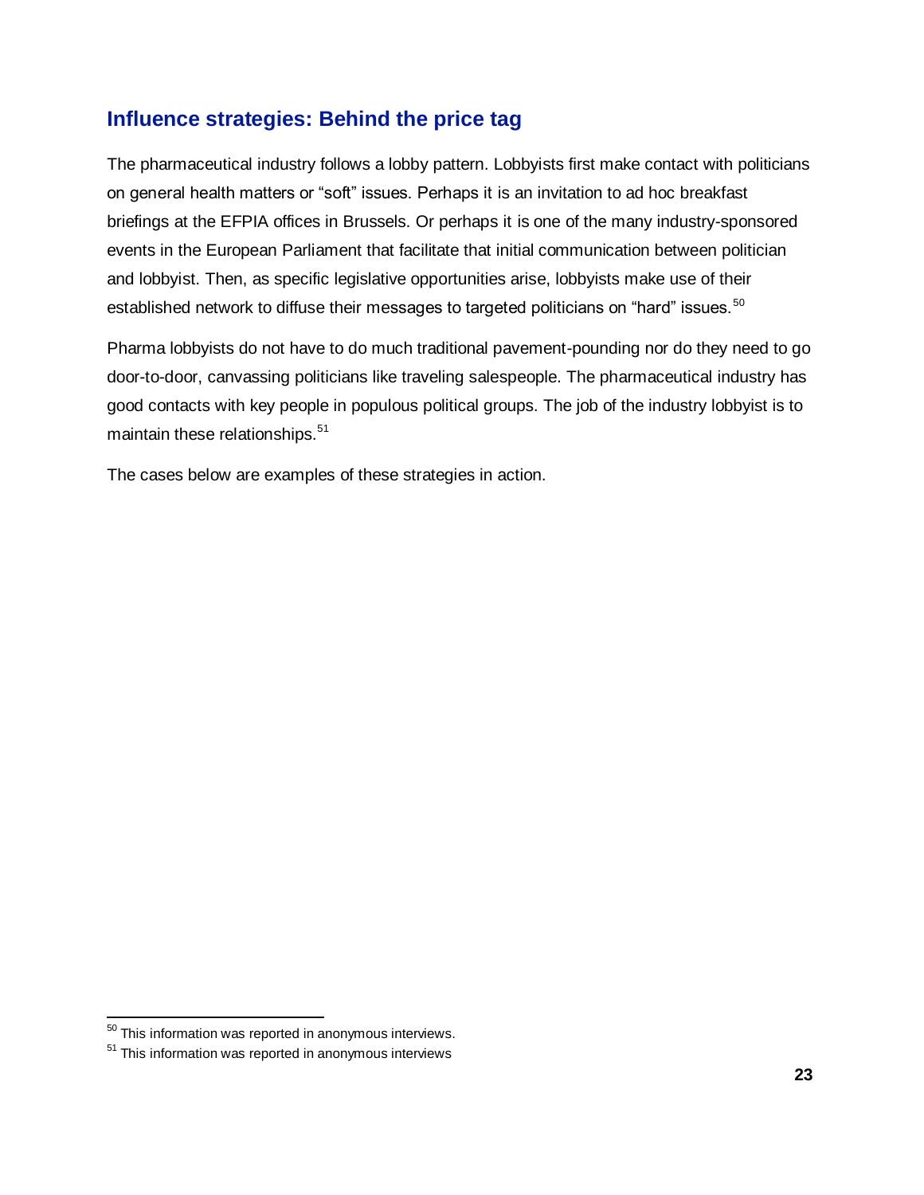## Influence strategies: Behind the price tag

The pharmaceutical industry follows a lobby pattern. Lobbyists first make contact with politicians on general health matters or "soft" issues. Perhaps it is an invitation to ad hoc breakfast briefings at the EFPIA offices in Brussels. Or perhaps it is one of the many industry-sponsored events in the European Parliament that facilitate that initial communication between politician and lobbyist. Then, as specific legislative opportunities arise, lobbyists make use of their established network to diffuse their messages to targeted politicians on "hard" issues.[50]

Pharma lobbyists do not have to do much traditional pavement-pounding nor do they need to go door-to-door, canvassing politicians like traveling salespeople. The pharmaceutical industry has good contacts with key people in populous political groups. The job of the industry lobbyist is to maintain these relationships.[51]

The cases below are examples of these strategies in action.

---

[50] This information was reported in anonymous interviews.

[51] This information was reported in anonymous interviews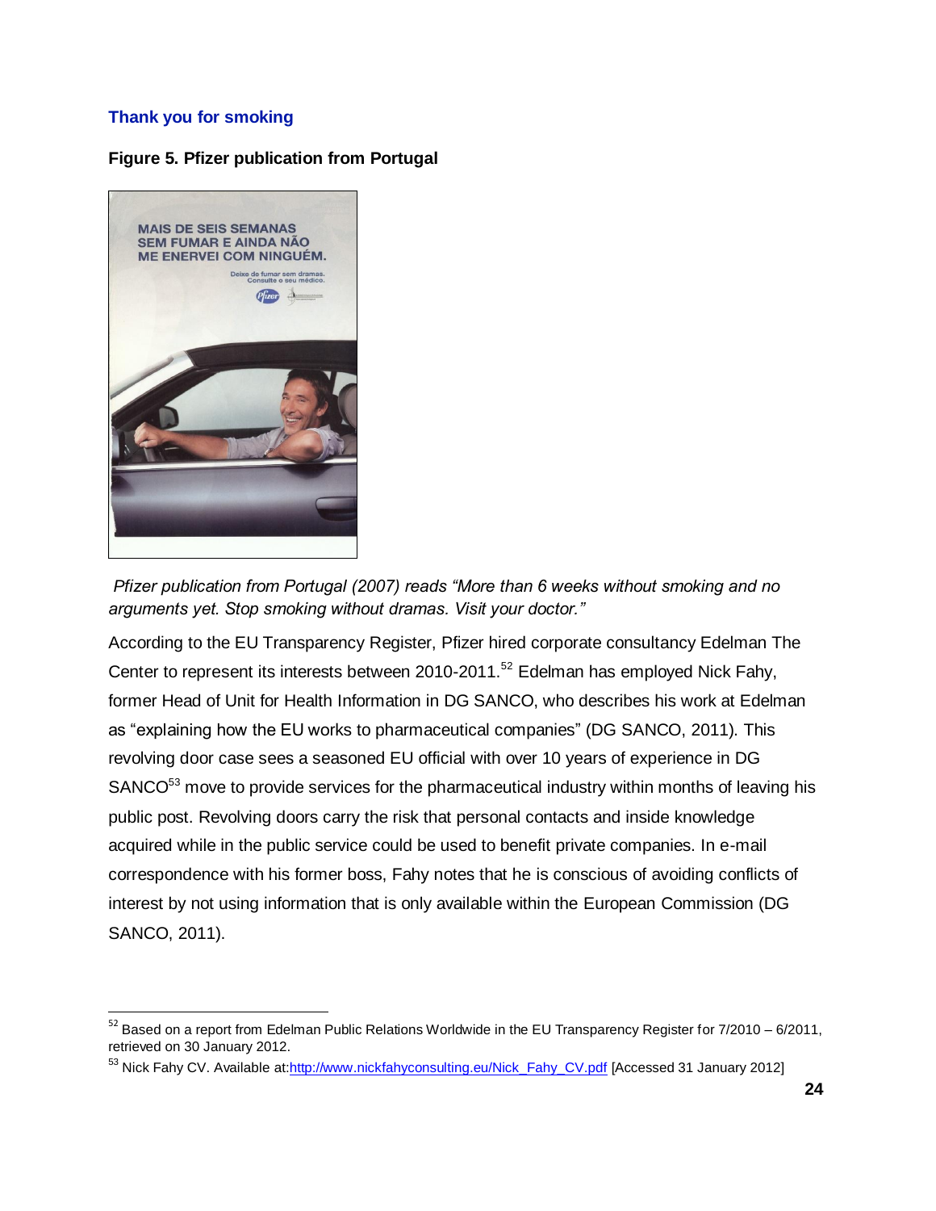### Thank you for smoking

**Figure 5. Pfizer publication from Portugal**

*Pfizer publication from Portugal (2007) reads "More than 6 weeks without smoking and no arguments yet. Stop smoking without dramas. Visit your doctor."*

According to the EU Transparency Register, Pfizer hired corporate consultancy Edelman The Center to represent its interests between 2010-2011.[52] Edelman has employed Nick Fahy, former Head of Unit for Health Information in DG SANCO, who describes his work at Edelman as "explaining how the EU works to pharmaceutical companies" (DG SANCO, 2011). This revolving door case sees a seasoned EU official with over 10 years of experience in DG SANCO[53] move to provide services for the pharmaceutical industry within months of leaving his public post. Revolving doors carry the risk that personal contacts and inside knowledge acquired while in the public service could be used to benefit private companies. In e-mail correspondence with his former boss, Fahy notes that he is conscious of avoiding conflicts of interest by not using information that is only available within the European Commission (DG SANCO, 2011).

---

[52] Based on a report from Edelman Public Relations Worldwide in the EU Transparency Register for 7/2010 – 6/2011, retrieved on 30 January 2012.

[53] Nick Fahy CV. Available at:http://www.nickfahyconsulting.eu/Nick_Fahy_CV.pdf [Accessed 31 January 2012]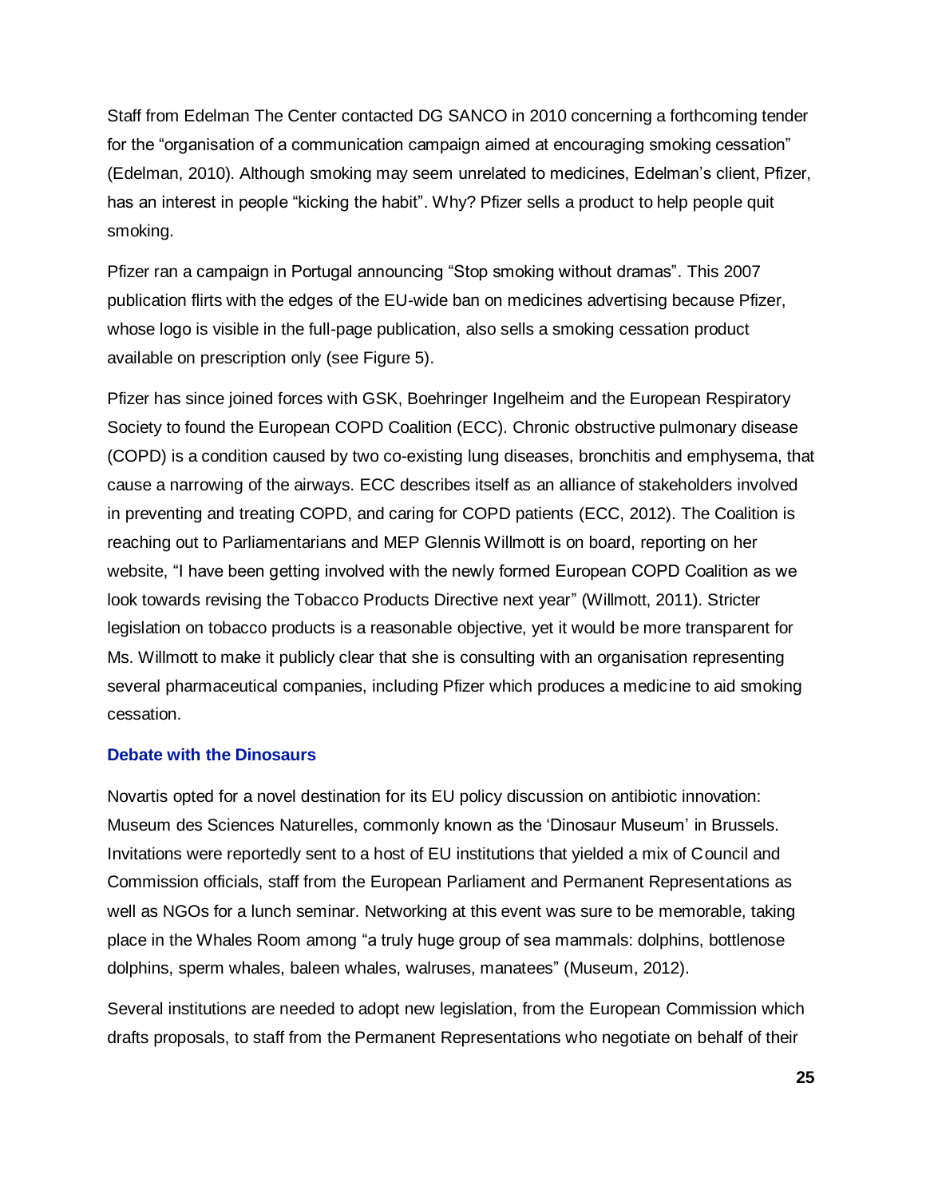Staff from Edelman The Center contacted DG SANCO in 2010 concerning a forthcoming tender for the "organisation of a communication campaign aimed at encouraging smoking cessation" (Edelman, 2010). Although smoking may seem unrelated to medicines, Edelman's client, Pfizer, has an interest in people "kicking the habit". Why? Pfizer sells a product to help people quit smoking.

Pfizer ran a campaign in Portugal announcing "Stop smoking without dramas". This 2007 publication flirts with the edges of the EU-wide ban on medicines advertising because Pfizer, whose logo is visible in the full-page publication, also sells a smoking cessation product available on prescription only (see Figure 5).

Pfizer has since joined forces with GSK, Boehringer Ingelheim and the European Respiratory Society to found the European COPD Coalition (ECC). Chronic obstructive pulmonary disease (COPD) is a condition caused by two co-existing lung diseases, bronchitis and emphysema, that cause a narrowing of the airways. ECC describes itself as an alliance of stakeholders involved in preventing and treating COPD, and caring for COPD patients (ECC, 2012). The Coalition is reaching out to Parliamentarians and MEP Glennis Willmott is on board, reporting on her website, "I have been getting involved with the newly formed European COPD Coalition as we look towards revising the Tobacco Products Directive next year" (Willmott, 2011). Stricter legislation on tobacco products is a reasonable objective, yet it would be more transparent for Ms. Willmott to make it publicly clear that she is consulting with an organisation representing several pharmaceutical companies, including Pfizer which produces a medicine to aid smoking cessation.

### Debate with the Dinosaurs

Novartis opted for a novel destination for its EU policy discussion on antibiotic innovation: Museum des Sciences Naturelles, commonly known as the 'Dinosaur Museum' in Brussels. Invitations were reportedly sent to a host of EU institutions that yielded a mix of Council and Commission officials, staff from the European Parliament and Permanent Representations as well as NGOs for a lunch seminar. Networking at this event was sure to be memorable, taking place in the Whales Room among "a truly huge group of sea mammals: dolphins, bottlenose dolphins, sperm whales, baleen whales, walruses, manatees" (Museum, 2012).

Several institutions are needed to adopt new legislation, from the European Commission which drafts proposals, to staff from the Permanent Representations who negotiate on behalf of their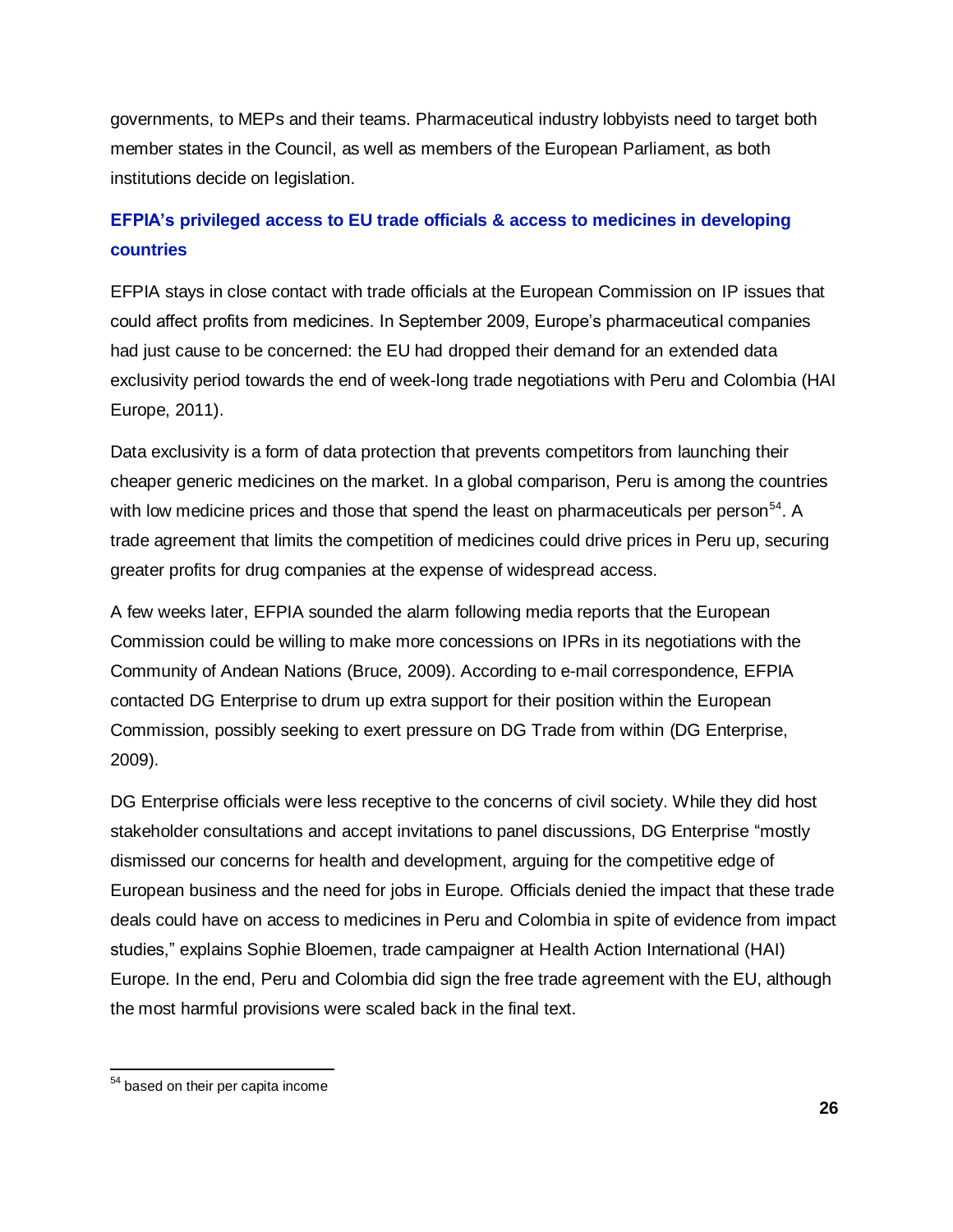governments, to MEPs and their teams. Pharmaceutical industry lobbyists need to target both member states in the Council, as well as members of the European Parliament, as both institutions decide on legislation.

### EFPIA's privileged access to EU trade officials & access to medicines in developing countries

EFPIA stays in close contact with trade officials at the European Commission on IP issues that could affect profits from medicines. In September 2009, Europe's pharmaceutical companies had just cause to be concerned: the EU had dropped their demand for an extended data exclusivity period towards the end of week-long trade negotiations with Peru and Colombia (HAI Europe, 2011).

Data exclusivity is a form of data protection that prevents competitors from launching their cheaper generic medicines on the market. In a global comparison, Peru is among the countries with low medicine prices and those that spend the least on pharmaceuticals per person[54]. A trade agreement that limits the competition of medicines could drive prices in Peru up, securing greater profits for drug companies at the expense of widespread access.

A few weeks later, EFPIA sounded the alarm following media reports that the European Commission could be willing to make more concessions on IPRs in its negotiations with the Community of Andean Nations (Bruce, 2009). According to e-mail correspondence, EFPIA contacted DG Enterprise to drum up extra support for their position within the European Commission, possibly seeking to exert pressure on DG Trade from within (DG Enterprise, 2009).

DG Enterprise officials were less receptive to the concerns of civil society. While they did host stakeholder consultations and accept invitations to panel discussions, DG Enterprise "mostly dismissed our concerns for health and development, arguing for the competitive edge of European business and the need for jobs in Europe. Officials denied the impact that these trade deals could have on access to medicines in Peru and Colombia in spite of evidence from impact studies," explains Sophie Bloemen, trade campaigner at Health Action International (HAI) Europe. In the end, Peru and Colombia did sign the free trade agreement with the EU, although the most harmful provisions were scaled back in the final text.

[54] based on their per capita income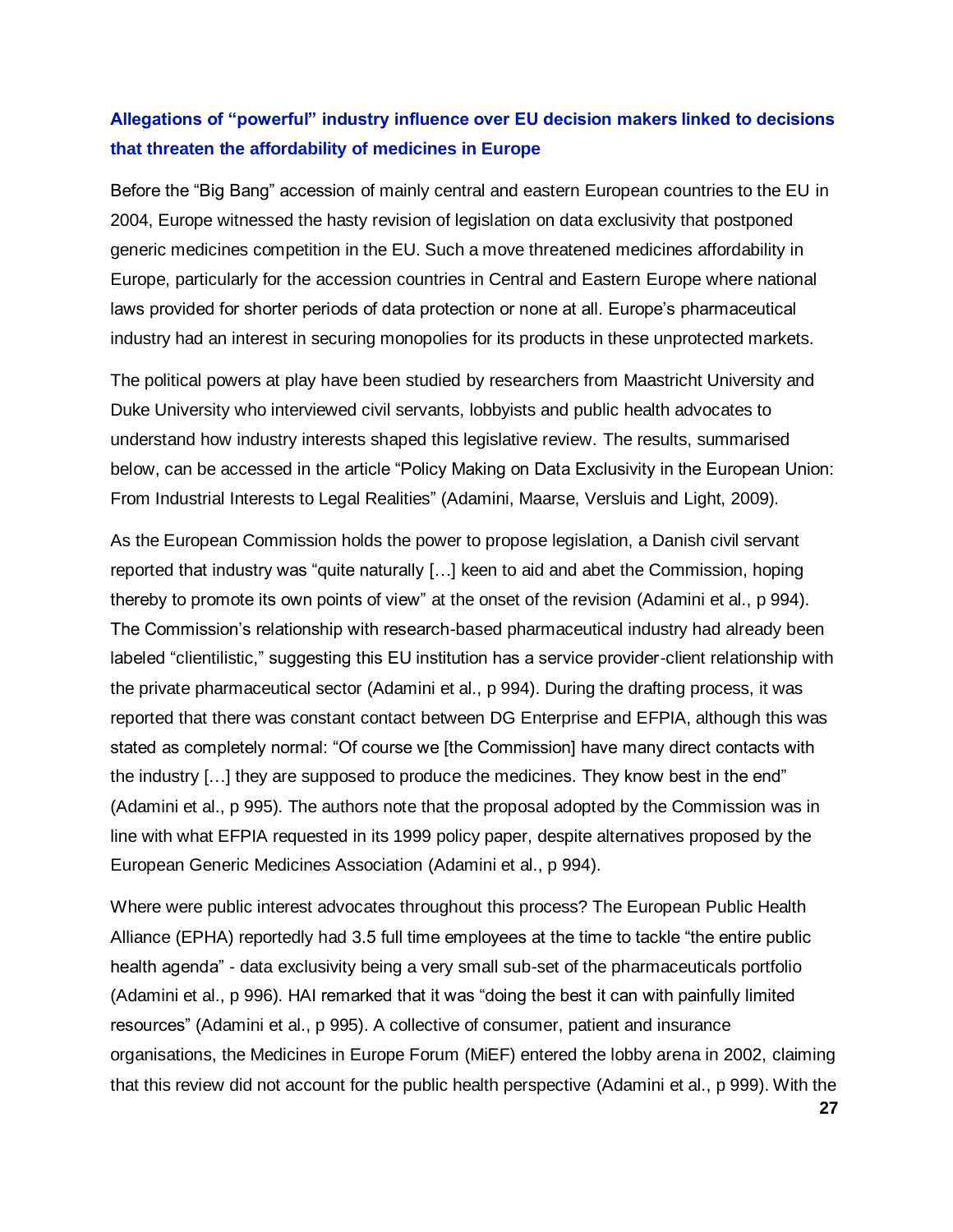### Allegations of "powerful" industry influence over EU decision makers linked to decisions that threaten the affordability of medicines in Europe

Before the "Big Bang" accession of mainly central and eastern European countries to the EU in 2004, Europe witnessed the hasty revision of legislation on data exclusivity that postponed generic medicines competition in the EU. Such a move threatened medicines affordability in Europe, particularly for the accession countries in Central and Eastern Europe where national laws provided for shorter periods of data protection or none at all. Europe's pharmaceutical industry had an interest in securing monopolies for its products in these unprotected markets.

The political powers at play have been studied by researchers from Maastricht University and Duke University who interviewed civil servants, lobbyists and public health advocates to understand how industry interests shaped this legislative review. The results, summarised below, can be accessed in the article "Policy Making on Data Exclusivity in the European Union: From Industrial Interests to Legal Realities" (Adamini, Maarse, Versluis and Light, 2009).

As the European Commission holds the power to propose legislation, a Danish civil servant reported that industry was "quite naturally […] keen to aid and abet the Commission, hoping thereby to promote its own points of view" at the onset of the revision (Adamini et al., p 994). The Commission's relationship with research-based pharmaceutical industry had already been labeled "clientilistic," suggesting this EU institution has a service provider-client relationship with the private pharmaceutical sector (Adamini et al., p 994). During the drafting process, it was reported that there was constant contact between DG Enterprise and EFPIA, although this was stated as completely normal: "Of course we [the Commission] have many direct contacts with the industry […] they are supposed to produce the medicines. They know best in the end" (Adamini et al., p 995). The authors note that the proposal adopted by the Commission was in line with what EFPIA requested in its 1999 policy paper, despite alternatives proposed by the European Generic Medicines Association (Adamini et al., p 994).

Where were public interest advocates throughout this process? The European Public Health Alliance (EPHA) reportedly had 3.5 full time employees at the time to tackle "the entire public health agenda" - data exclusivity being a very small sub-set of the pharmaceuticals portfolio (Adamini et al., p 996). HAI remarked that it was "doing the best it can with painfully limited resources" (Adamini et al., p 995). A collective of consumer, patient and insurance organisations, the Medicines in Europe Forum (MiEF) entered the lobby arena in 2002, claiming that this review did not account for the public health perspective (Adamini et al., p 999). With the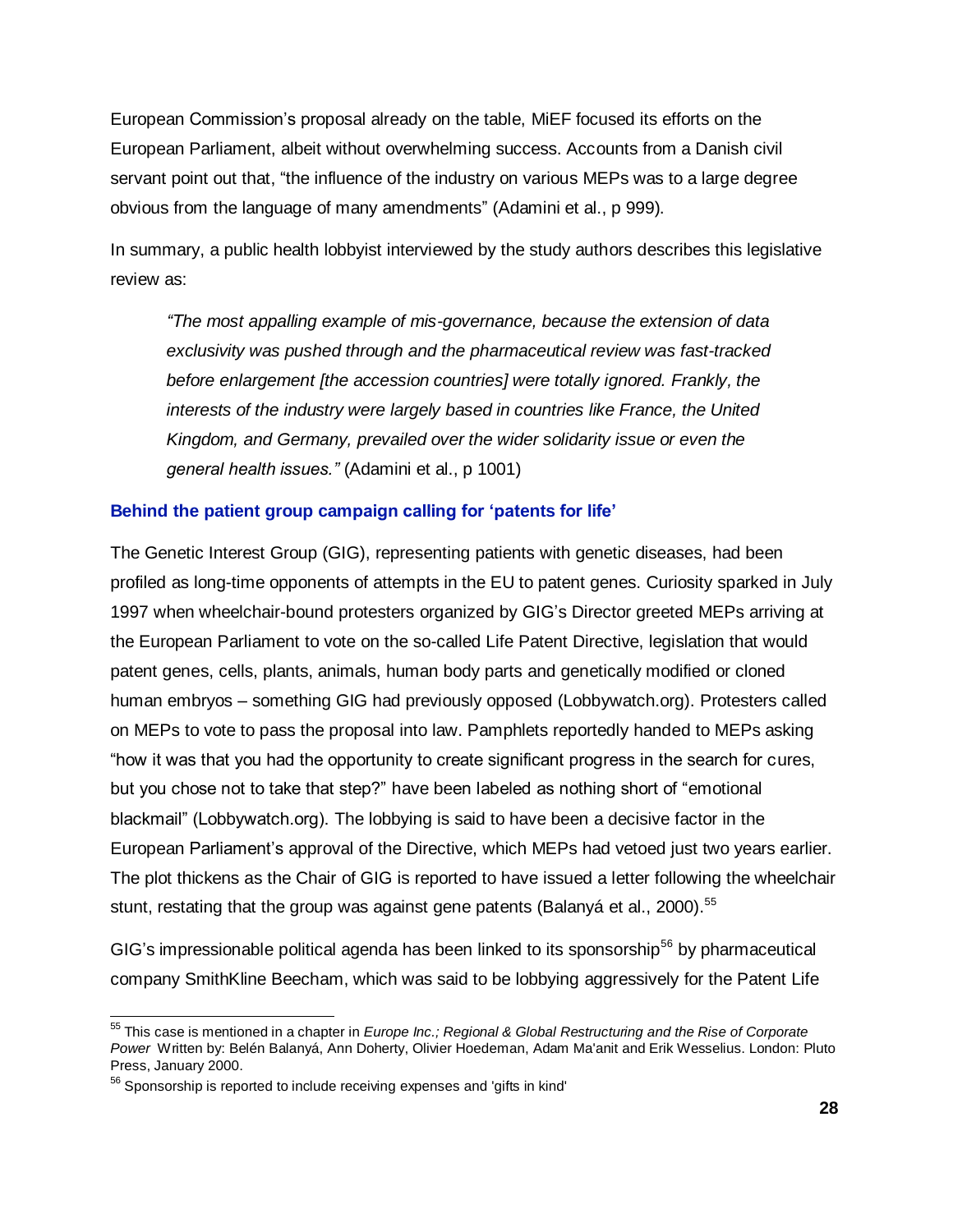European Commission's proposal already on the table, MiEF focused its efforts on the European Parliament, albeit without overwhelming success. Accounts from a Danish civil servant point out that, "the influence of the industry on various MEPs was to a large degree obvious from the language of many amendments" (Adamini et al., p 999).

In summary, a public health lobbyist interviewed by the study authors describes this legislative review as:

> *"The most appalling example of mis-governance, because the extension of data exclusivity was pushed through and the pharmaceutical review was fast-tracked before enlargement [the accession countries] were totally ignored. Frankly, the interests of the industry were largely based in countries like France, the United Kingdom, and Germany, prevailed over the wider solidarity issue or even the general health issues."* (Adamini et al., p 1001)

### Behind the patient group campaign calling for 'patents for life'

The Genetic Interest Group (GIG), representing patients with genetic diseases, had been profiled as long-time opponents of attempts in the EU to patent genes. Curiosity sparked in July 1997 when wheelchair-bound protesters organized by GIG's Director greeted MEPs arriving at the European Parliament to vote on the so-called Life Patent Directive, legislation that would patent genes, cells, plants, animals, human body parts and genetically modified or cloned human embryos – something GIG had previously opposed (Lobbywatch.org). Protesters called on MEPs to vote to pass the proposal into law. Pamphlets reportedly handed to MEPs asking "how it was that you had the opportunity to create significant progress in the search for cures, but you chose not to take that step?" have been labeled as nothing short of "emotional blackmail" (Lobbywatch.org). The lobbying is said to have been a decisive factor in the European Parliament's approval of the Directive, which MEPs had vetoed just two years earlier. The plot thickens as the Chair of GIG is reported to have issued a letter following the wheelchair stunt, restating that the group was against gene patents (Balanyá et al., 2000).[55]

GIG's impressionable political agenda has been linked to its sponsorship[56] by pharmaceutical company SmithKline Beecham, which was said to be lobbying aggressively for the Patent Life

---

[55] This case is mentioned in a chapter in *Europe Inc.; Regional & Global Restructuring and the Rise of Corporate Power* Written by: Belén Balanyá, Ann Doherty, Olivier Hoedeman, Adam Ma'anit and Erik Wesselius. London: Pluto Press, January 2000.

[56] Sponsorship is reported to include receiving expenses and 'gifts in kind'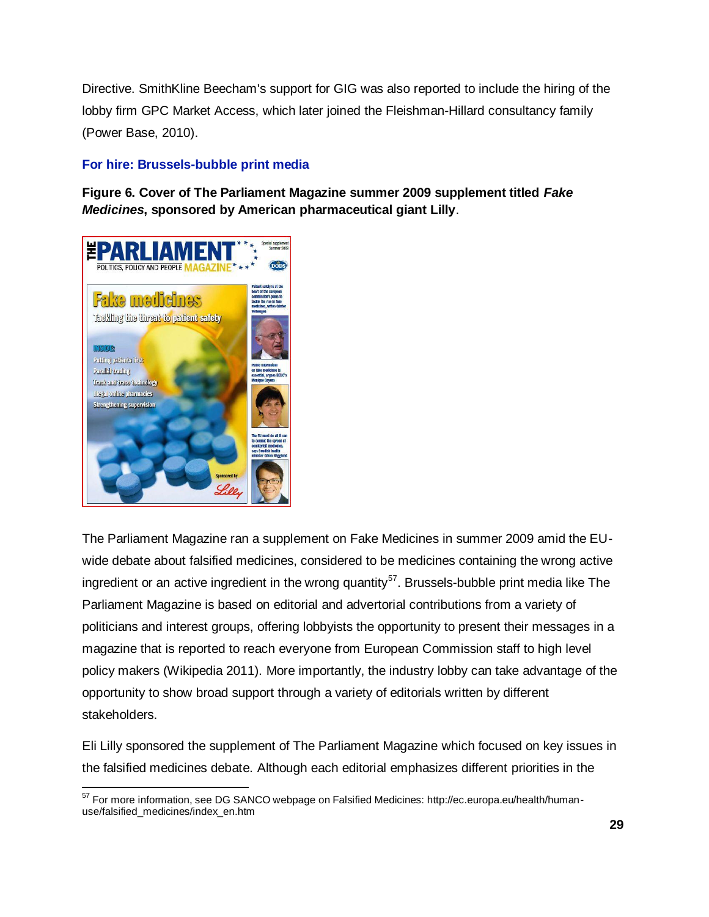Directive. SmithKline Beecham's support for GIG was also reported to include the hiring of the lobby firm GPC Market Access, which later joined the Fleishman-Hillard consultancy family (Power Base, 2010).

### For hire: Brussels-bubble print media

**Figure 6. Cover of The Parliament Magazine summer 2009 supplement titled *Fake Medicines*, sponsored by American pharmaceutical giant Lilly**.

The Parliament Magazine ran a supplement on Fake Medicines in summer 2009 amid the EU-wide debate about falsified medicines, considered to be medicines containing the wrong active ingredient or an active ingredient in the wrong quantity[57]. Brussels-bubble print media like The Parliament Magazine is based on editorial and advertorial contributions from a variety of politicians and interest groups, offering lobbyists the opportunity to present their messages in a magazine that is reported to reach everyone from European Commission staff to high level policy makers (Wikipedia 2011). More importantly, the industry lobby can take advantage of the opportunity to show broad support through a variety of editorials written by different stakeholders.

Eli Lilly sponsored the supplement of The Parliament Magazine which focused on key issues in the falsified medicines debate. Although each editorial emphasizes different priorities in the

---

[57] For more information, see DG SANCO webpage on Falsified Medicines: http://ec.europa.eu/health/human-use/falsified_medicines/index_en.htm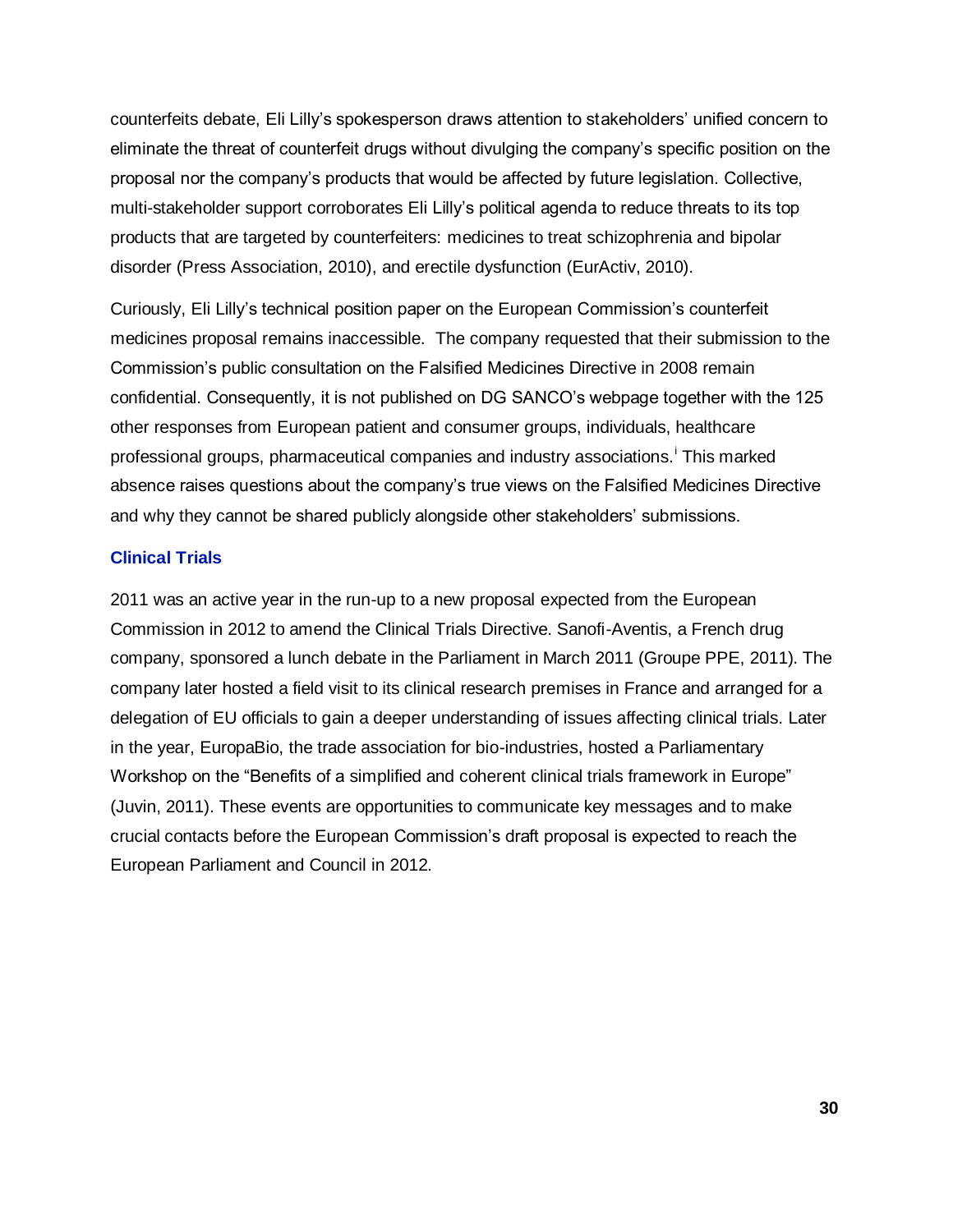counterfeits debate, Eli Lilly's spokesperson draws attention to stakeholders' unified concern to eliminate the threat of counterfeit drugs without divulging the company's specific position on the proposal nor the company's products that would be affected by future legislation. Collective, multi-stakeholder support corroborates Eli Lilly's political agenda to reduce threats to its top products that are targeted by counterfeiters: medicines to treat schizophrenia and bipolar disorder (Press Association, 2010), and erectile dysfunction (EurActiv, 2010).

Curiously, Eli Lilly's technical position paper on the European Commission's counterfeit medicines proposal remains inaccessible. The company requested that their submission to the Commission's public consultation on the Falsified Medicines Directive in 2008 remain confidential. Consequently, it is not published on DG SANCO's webpage together with the 125 other responses from European patient and consumer groups, individuals, healthcare professional groups, pharmaceutical companies and industry associations.[i] This marked absence raises questions about the company's true views on the Falsified Medicines Directive and why they cannot be shared publicly alongside other stakeholders' submissions.

### Clinical Trials

2011 was an active year in the run-up to a new proposal expected from the European Commission in 2012 to amend the Clinical Trials Directive. Sanofi-Aventis, a French drug company, sponsored a lunch debate in the Parliament in March 2011 (Groupe PPE, 2011). The company later hosted a field visit to its clinical research premises in France and arranged for a delegation of EU officials to gain a deeper understanding of issues affecting clinical trials. Later in the year, EuropaBio, the trade association for bio-industries, hosted a Parliamentary Workshop on the "Benefits of a simplified and coherent clinical trials framework in Europe" (Juvin, 2011). These events are opportunities to communicate key messages and to make crucial contacts before the European Commission's draft proposal is expected to reach the European Parliament and Council in 2012.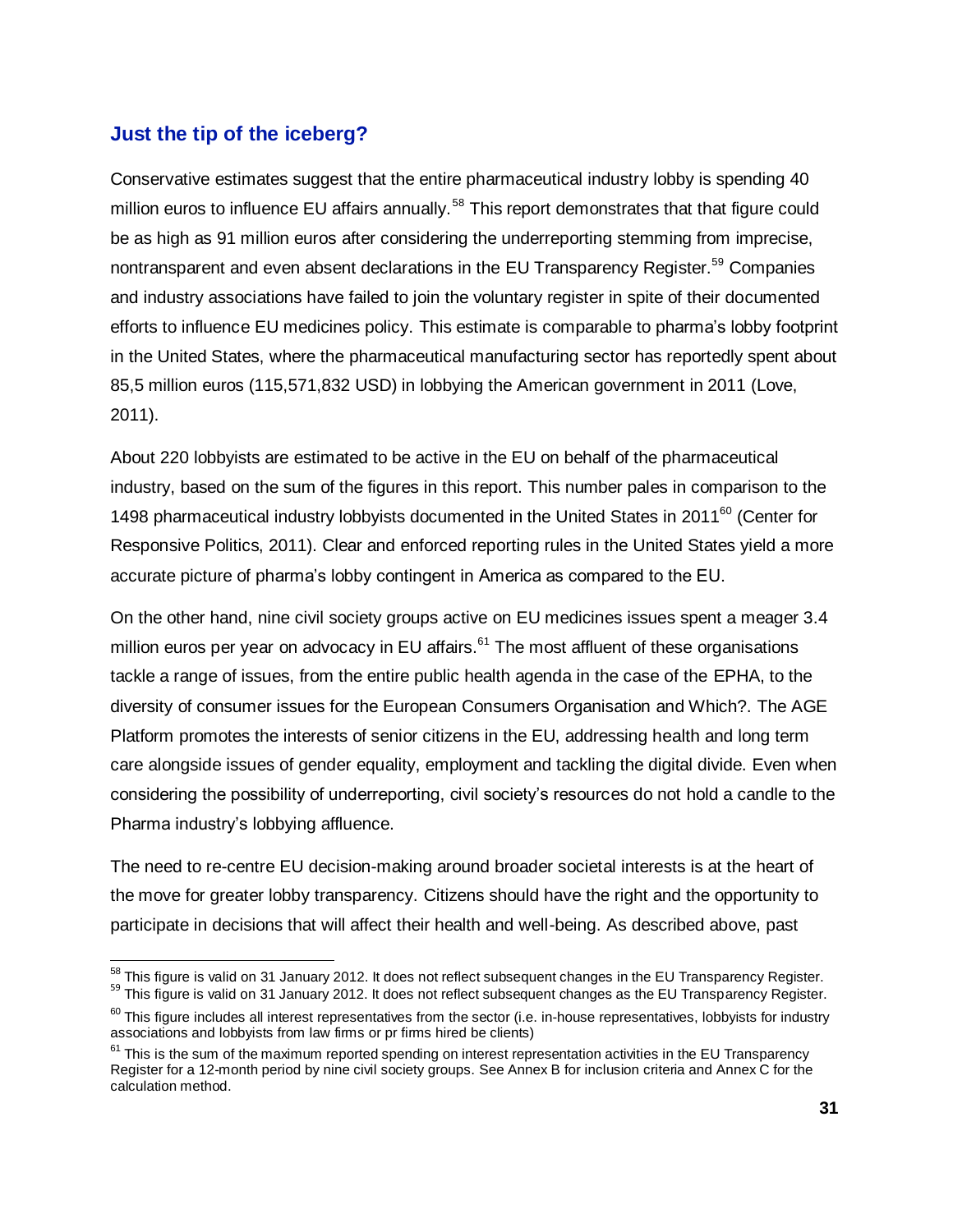## Just the tip of the iceberg?

Conservative estimates suggest that the entire pharmaceutical industry lobby is spending 40 million euros to influence EU affairs annually.[58] This report demonstrates that that figure could be as high as 91 million euros after considering the underreporting stemming from imprecise, nontransparent and even absent declarations in the EU Transparency Register.[59] Companies and industry associations have failed to join the voluntary register in spite of their documented efforts to influence EU medicines policy. This estimate is comparable to pharma's lobby footprint in the United States, where the pharmaceutical manufacturing sector has reportedly spent about 85,5 million euros (115,571,832 USD) in lobbying the American government in 2011 (Love, 2011).

About 220 lobbyists are estimated to be active in the EU on behalf of the pharmaceutical industry, based on the sum of the figures in this report. This number pales in comparison to the 1498 pharmaceutical industry lobbyists documented in the United States in 2011[60] (Center for Responsive Politics, 2011). Clear and enforced reporting rules in the United States yield a more accurate picture of pharma's lobby contingent in America as compared to the EU.

On the other hand, nine civil society groups active on EU medicines issues spent a meager 3.4 million euros per year on advocacy in EU affairs.[61] The most affluent of these organisations tackle a range of issues, from the entire public health agenda in the case of the EPHA, to the diversity of consumer issues for the European Consumers Organisation and Which?. The AGE Platform promotes the interests of senior citizens in the EU, addressing health and long term care alongside issues of gender equality, employment and tackling the digital divide. Even when considering the possibility of underreporting, civil society's resources do not hold a candle to the Pharma industry's lobbying affluence.

The need to re-centre EU decision-making around broader societal interests is at the heart of the move for greater lobby transparency. Citizens should have the right and the opportunity to participate in decisions that will affect their health and well-being. As described above, past

---

[58] This figure is valid on 31 January 2012. It does not reflect subsequent changes in the EU Transparency Register.

[59] This figure is valid on 31 January 2012. It does not reflect subsequent changes as the EU Transparency Register.

[60] This figure includes all interest representatives from the sector (i.e. in-house representatives, lobbyists for industry associations and lobbyists from law firms or pr firms hired be clients)

[61] This is the sum of the maximum reported spending on interest representation activities in the EU Transparency Register for a 12-month period by nine civil society groups. See Annex B for inclusion criteria and Annex C for the calculation method.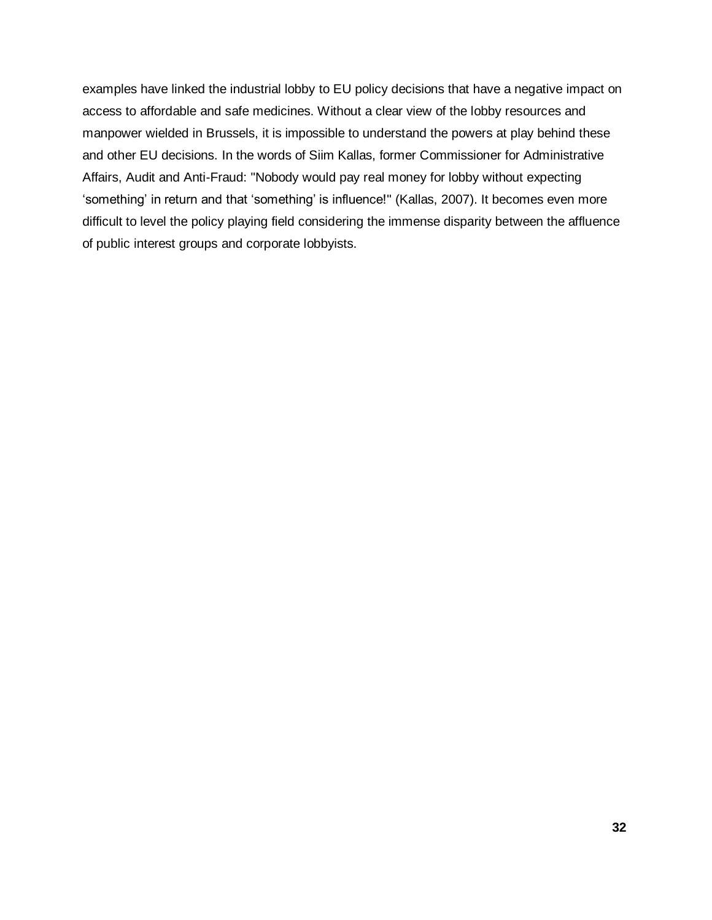examples have linked the industrial lobby to EU policy decisions that have a negative impact on access to affordable and safe medicines. Without a clear view of the lobby resources and manpower wielded in Brussels, it is impossible to understand the powers at play behind these and other EU decisions. In the words of Siim Kallas, former Commissioner for Administrative Affairs, Audit and Anti-Fraud: "Nobody would pay real money for lobby without expecting 'something' in return and that 'something' is influence!" (Kallas, 2007). It becomes even more difficult to level the policy playing field considering the immense disparity between the affluence of public interest groups and corporate lobbyists.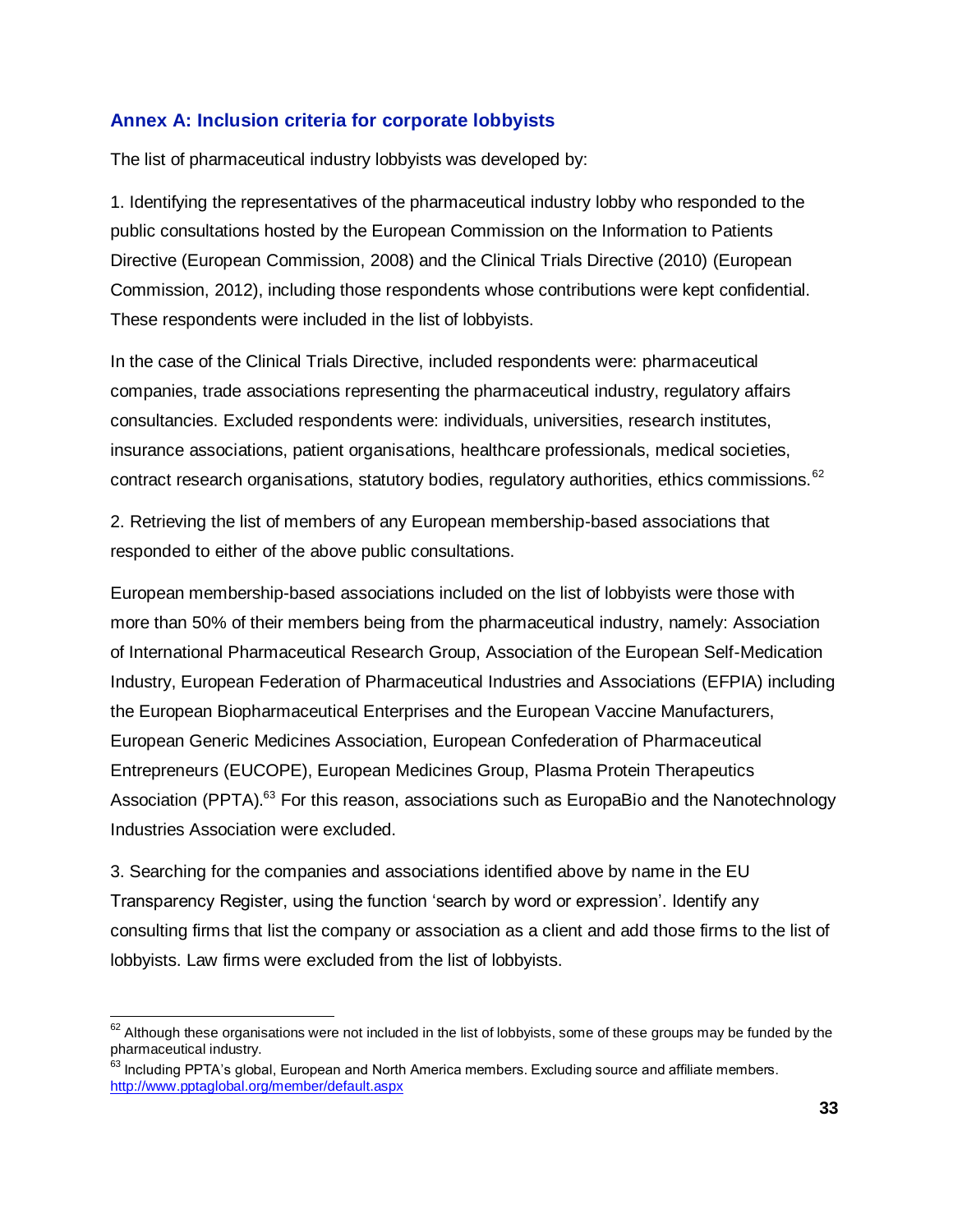## Annex A: Inclusion criteria for corporate lobbyists

The list of pharmaceutical industry lobbyists was developed by:

1. Identifying the representatives of the pharmaceutical industry lobby who responded to the public consultations hosted by the European Commission on the Information to Patients Directive (European Commission, 2008) and the Clinical Trials Directive (2010) (European Commission, 2012), including those respondents whose contributions were kept confidential. These respondents were included in the list of lobbyists.

In the case of the Clinical Trials Directive, included respondents were: pharmaceutical companies, trade associations representing the pharmaceutical industry, regulatory affairs consultancies. Excluded respondents were: individuals, universities, research institutes, insurance associations, patient organisations, healthcare professionals, medical societies, contract research organisations, statutory bodies, regulatory authorities, ethics commissions.[62]

2. Retrieving the list of members of any European membership-based associations that responded to either of the above public consultations.

European membership-based associations included on the list of lobbyists were those with more than 50% of their members being from the pharmaceutical industry, namely: Association of International Pharmaceutical Research Group, Association of the European Self-Medication Industry, European Federation of Pharmaceutical Industries and Associations (EFPIA) including the European Biopharmaceutical Enterprises and the European Vaccine Manufacturers, European Generic Medicines Association, European Confederation of Pharmaceutical Entrepreneurs (EUCOPE), European Medicines Group, Plasma Protein Therapeutics Association (PPTA).[63] For this reason, associations such as EuropaBio and the Nanotechnology Industries Association were excluded.

3. Searching for the companies and associations identified above by name in the EU Transparency Register, using the function 'search by word or expression'. Identify any consulting firms that list the company or association as a client and add those firms to the list of lobbyists. Law firms were excluded from the list of lobbyists.

---

[62] Although these organisations were not included in the list of lobbyists, some of these groups may be funded by the pharmaceutical industry.

[63] Including PPTA's global, European and North America members. Excluding source and affiliate members. http://www.pptaglobal.org/member/default.aspx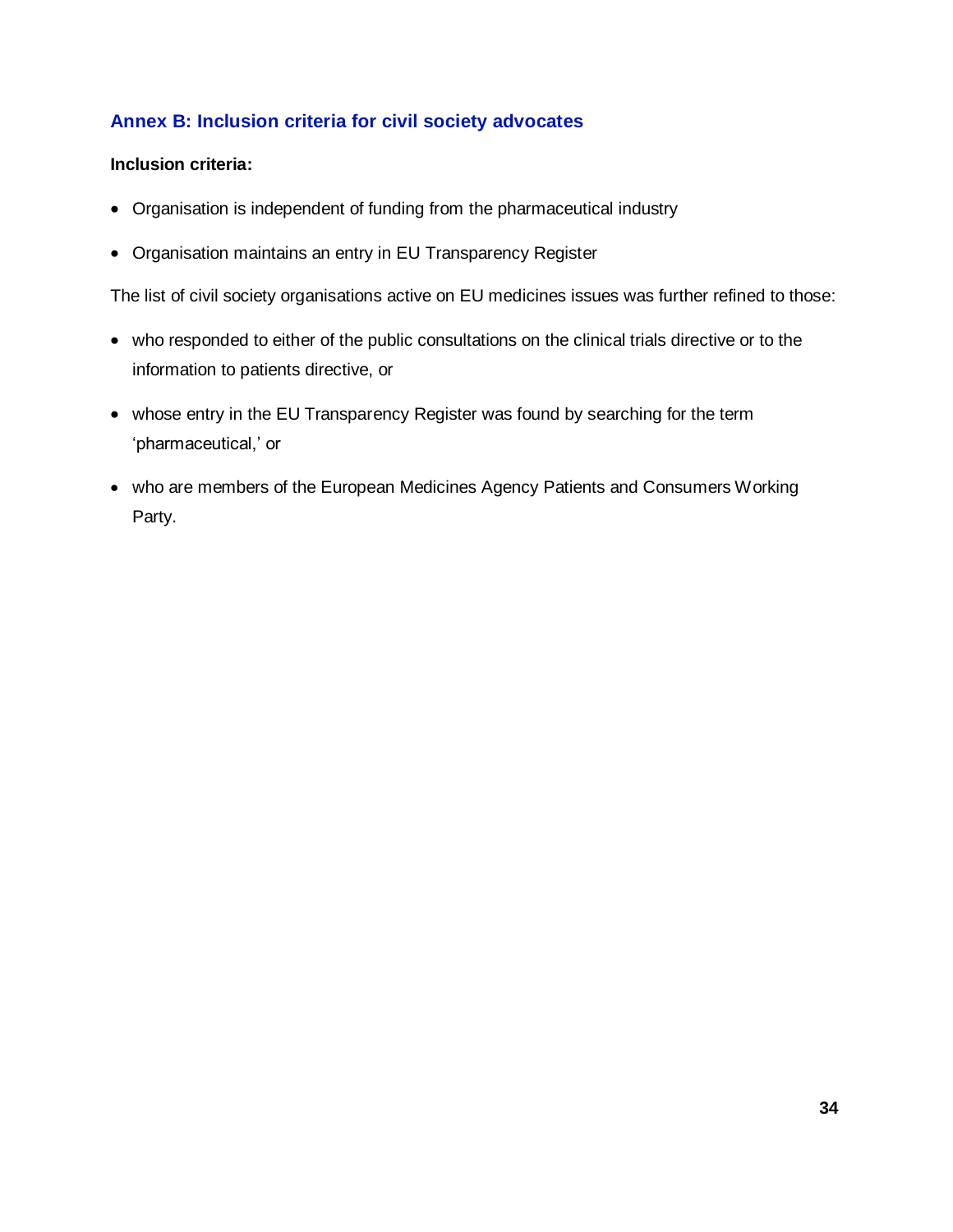## Annex B: Inclusion criteria for civil society advocates

**Inclusion criteria:**

- Organisation is independent of funding from the pharmaceutical industry
- Organisation maintains an entry in EU Transparency Register

The list of civil society organisations active on EU medicines issues was further refined to those:

- who responded to either of the public consultations on the clinical trials directive or to the information to patients directive, or
- whose entry in the EU Transparency Register was found by searching for the term 'pharmaceutical,' or
- who are members of the European Medicines Agency Patients and Consumers Working Party.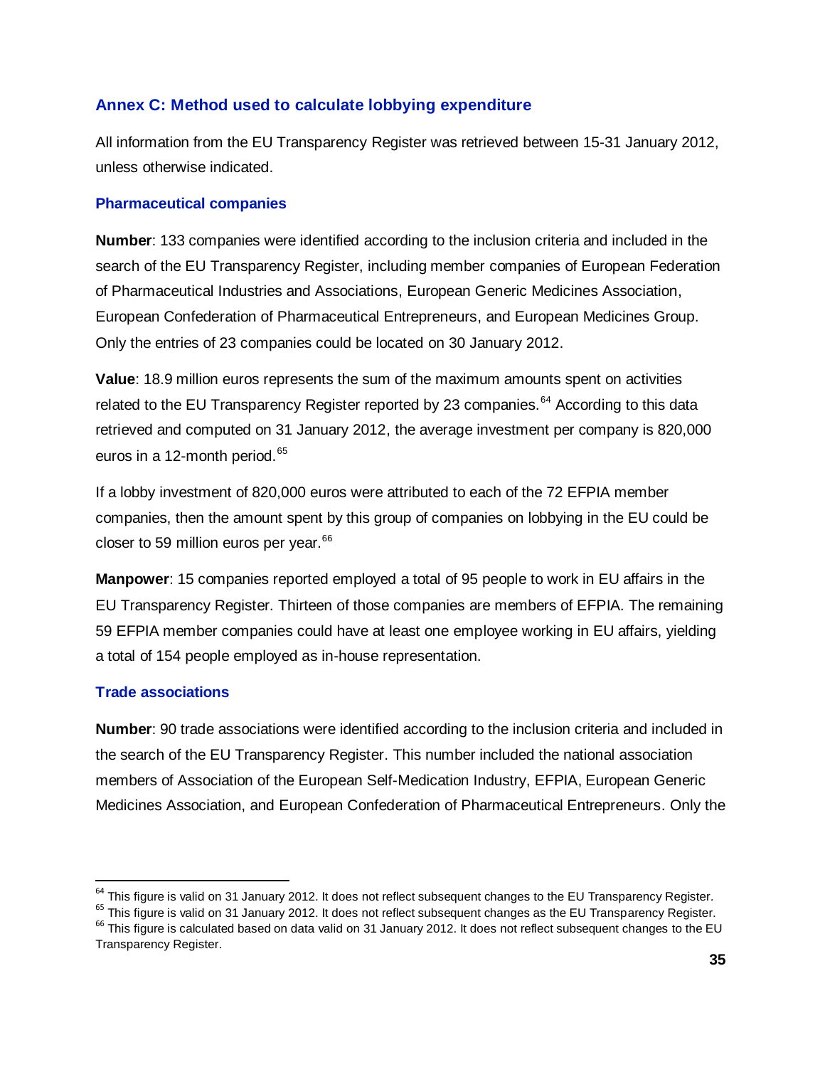## Annex C: Method used to calculate lobbying expenditure

All information from the EU Transparency Register was retrieved between 15-31 January 2012, unless otherwise indicated.

### Pharmaceutical companies

**Number**: 133 companies were identified according to the inclusion criteria and included in the search of the EU Transparency Register, including member companies of European Federation of Pharmaceutical Industries and Associations, European Generic Medicines Association, European Confederation of Pharmaceutical Entrepreneurs, and European Medicines Group. Only the entries of 23 companies could be located on 30 January 2012.

**Value**: 18.9 million euros represents the sum of the maximum amounts spent on activities related to the EU Transparency Register reported by 23 companies.[64] According to this data retrieved and computed on 31 January 2012, the average investment per company is 820,000 euros in a 12-month period.[65]

If a lobby investment of 820,000 euros were attributed to each of the 72 EFPIA member companies, then the amount spent by this group of companies on lobbying in the EU could be closer to 59 million euros per year.[66]

**Manpower**: 15 companies reported employed a total of 95 people to work in EU affairs in the EU Transparency Register. Thirteen of those companies are members of EFPIA. The remaining 59 EFPIA member companies could have at least one employee working in EU affairs, yielding a total of 154 people employed as in-house representation.

### Trade associations

**Number**: 90 trade associations were identified according to the inclusion criteria and included in the search of the EU Transparency Register. This number included the national association members of Association of the European Self-Medication Industry, EFPIA, European Generic Medicines Association, and European Confederation of Pharmaceutical Entrepreneurs. Only the

---

[64] This figure is valid on 31 January 2012. It does not reflect subsequent changes to the EU Transparency Register.

[65] This figure is valid on 31 January 2012. It does not reflect subsequent changes as the EU Transparency Register.

[66] This figure is calculated based on data valid on 31 January 2012. It does not reflect subsequent changes to the EU Transparency Register.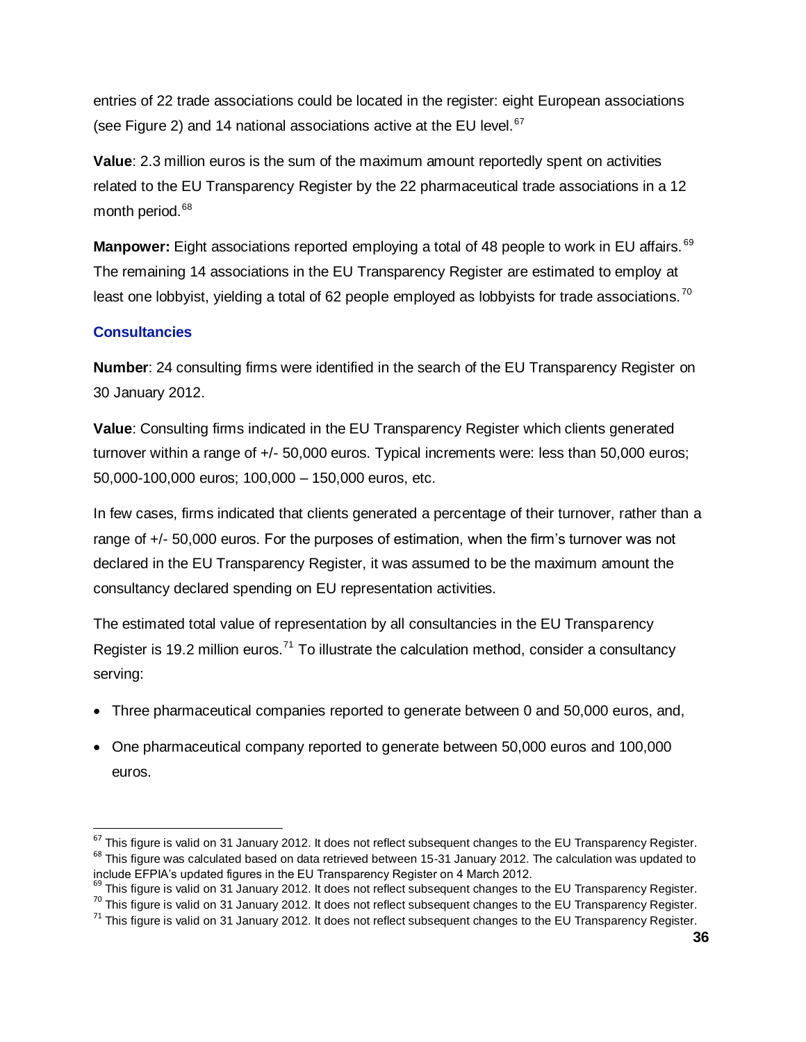entries of 22 trade associations could be located in the register: eight European associations (see Figure 2) and 14 national associations active at the EU level.[67]

**Value**: 2.3 million euros is the sum of the maximum amount reportedly spent on activities related to the EU Transparency Register by the 22 pharmaceutical trade associations in a 12 month period.[68]

**Manpower:** Eight associations reported employing a total of 48 people to work in EU affairs.[69] The remaining 14 associations in the EU Transparency Register are estimated to employ at least one lobbyist, yielding a total of 62 people employed as lobbyists for trade associations.[70]

### Consultancies

**Number**: 24 consulting firms were identified in the search of the EU Transparency Register on 30 January 2012.

**Value**: Consulting firms indicated in the EU Transparency Register which clients generated turnover within a range of +/- 50,000 euros. Typical increments were: less than 50,000 euros; 50,000-100,000 euros; 100,000 – 150,000 euros, etc.

In few cases, firms indicated that clients generated a percentage of their turnover, rather than a range of +/- 50,000 euros. For the purposes of estimation, when the firm's turnover was not declared in the EU Transparency Register, it was assumed to be the maximum amount the consultancy declared spending on EU representation activities.

The estimated total value of representation by all consultancies in the EU Transparency Register is 19.2 million euros.[71] To illustrate the calculation method, consider a consultancy serving:

- Three pharmaceutical companies reported to generate between 0 and 50,000 euros, and,
- One pharmaceutical company reported to generate between 50,000 euros and 100,000 euros.

---

[67] This figure is valid on 31 January 2012. It does not reflect subsequent changes to the EU Transparency Register.

[68] This figure was calculated based on data retrieved between 15-31 January 2012. The calculation was updated to include EFPIA's updated figures in the EU Transparency Register on 4 March 2012.

[69] This figure is valid on 31 January 2012. It does not reflect subsequent changes to the EU Transparency Register.

[70] This figure is valid on 31 January 2012. It does not reflect subsequent changes to the EU Transparency Register.

[71] This figure is valid on 31 January 2012. It does not reflect subsequent changes to the EU Transparency Register.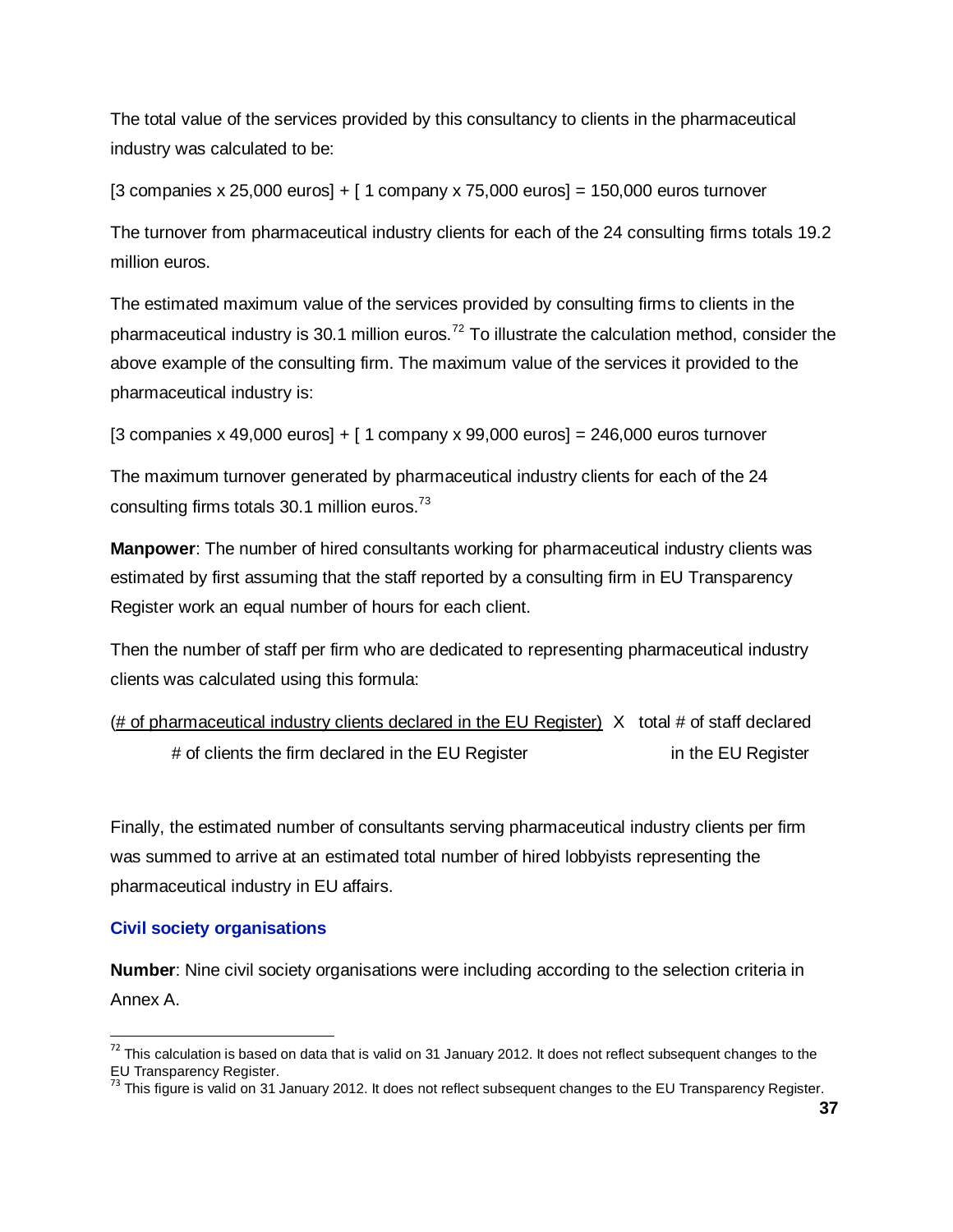The total value of the services provided by this consultancy to clients in the pharmaceutical industry was calculated to be:

[3 companies x 25,000 euros] + [ 1 company x 75,000 euros] = 150,000 euros turnover

The turnover from pharmaceutical industry clients for each of the 24 consulting firms totals 19.2 million euros.

The estimated maximum value of the services provided by consulting firms to clients in the pharmaceutical industry is 30.1 million euros.[72] To illustrate the calculation method, consider the above example of the consulting firm. The maximum value of the services it provided to the pharmaceutical industry is:

[3 companies x 49,000 euros] + [ 1 company x 99,000 euros] = 246,000 euros turnover

The maximum turnover generated by pharmaceutical industry clients for each of the 24 consulting firms totals 30.1 million euros.[73]

**Manpower**: The number of hired consultants working for pharmaceutical industry clients was estimated by first assuming that the staff reported by a consulting firm in EU Transparency Register work an equal number of hours for each client.

Then the number of staff per firm who are dedicated to representing pharmaceutical industry clients was calculated using this formula:

$$\frac{\text{\# of pharmaceutical industry clients declared in the EU Register}}{\text{\# of clients the firm declared in the EU Register}} \times \text{total \# of staff declared in the EU Register}$$

Finally, the estimated number of consultants serving pharmaceutical industry clients per firm was summed to arrive at an estimated total number of hired lobbyists representing the pharmaceutical industry in EU affairs.

### Civil society organisations

**Number**: Nine civil society organisations were including according to the selection criteria in Annex A.

---

[72] This calculation is based on data that is valid on 31 January 2012. It does not reflect subsequent changes to the EU Transparency Register.

[73] This figure is valid on 31 January 2012. It does not reflect subsequent changes to the EU Transparency Register.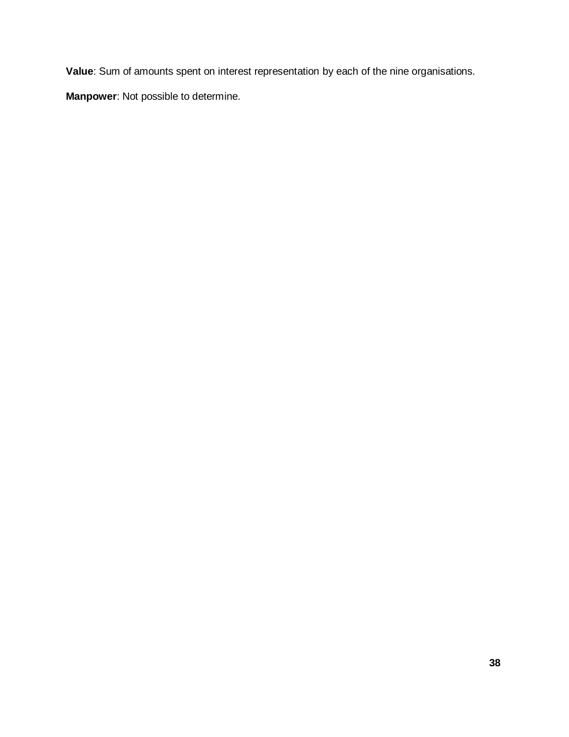**Value**: Sum of amounts spent on interest representation by each of the nine organisations.

**Manpower**: Not possible to determine.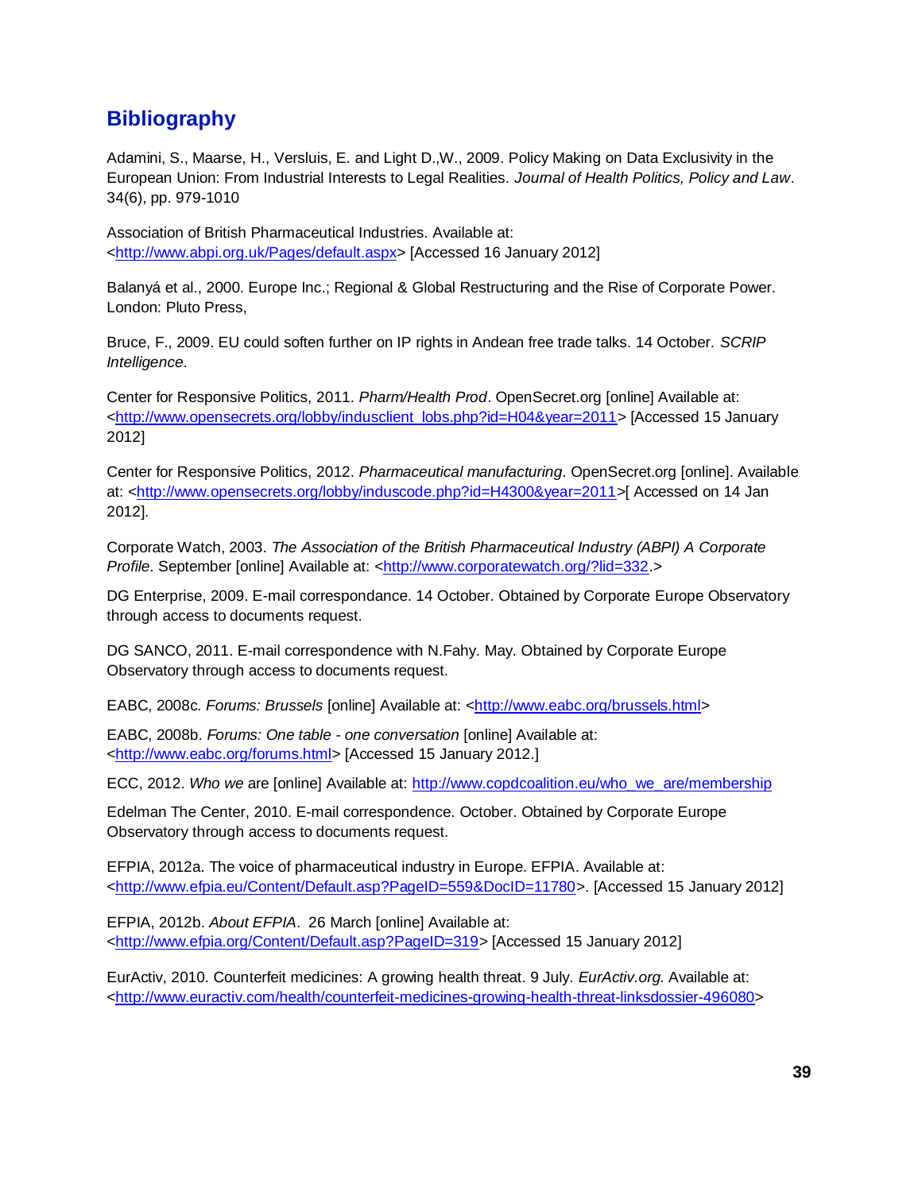## Bibliography

Adamini, S., Maarse, H., Versluis, E. and Light D.,W., 2009. Policy Making on Data Exclusivity in the European Union: From Industrial Interests to Legal Realities. *Journal of Health Politics, Policy and Law*. 34(6), pp. 979-1010

Association of British Pharmaceutical Industries. Available at: <http://www.abpi.org.uk/Pages/default.aspx> [Accessed 16 January 2012]

Balanyá et al., 2000. Europe Inc.; Regional & Global Restructuring and the Rise of Corporate Power. London: Pluto Press,

Bruce, F., 2009. EU could soften further on IP rights in Andean free trade talks. 14 October. *SCRIP Intelligence*.

Center for Responsive Politics, 2011. *Pharm/Health Prod*. OpenSecret.org [online] Available at: <http://www.opensecrets.org/lobby/indusclient_lobs.php?id=H04&year=2011> [Accessed 15 January 2012]

Center for Responsive Politics, 2012. *Pharmaceutical manufacturing*. OpenSecret.org [online]. Available at: <http://www.opensecrets.org/lobby/induscode.php?id=H4300&year=2011>[ Accessed on 14 Jan 2012].

Corporate Watch, 2003. *The Association of the British Pharmaceutical Industry (ABPI) A Corporate Profile*. September [online] Available at: <http://www.corporatewatch.org/?lid=332.>

DG Enterprise, 2009. E-mail correspondance. 14 October. Obtained by Corporate Europe Observatory through access to documents request.

DG SANCO, 2011. E-mail correspondence with N.Fahy. May. Obtained by Corporate Europe Observatory through access to documents request.

EABC, 2008c. *Forums: Brussels* [online] Available at: <http://www.eabc.org/brussels.html>

EABC, 2008b. *Forums: One table - one conversation* [online] Available at: <http://www.eabc.org/forums.html> [Accessed 15 January 2012.]

ECC, 2012. *Who we* are [online] Available at: http://www.copdcoalition.eu/who_we_are/membership

Edelman The Center, 2010. E-mail correspondence. October. Obtained by Corporate Europe Observatory through access to documents request.

EFPIA, 2012a. The voice of pharmaceutical industry in Europe. EFPIA. Available at: <http://www.efpia.eu/Content/Default.asp?PageID=559&DocID=11780>. [Accessed 15 January 2012]

EFPIA, 2012b. *About EFPIA*. 26 March [online] Available at: <http://www.efpia.org/Content/Default.asp?PageID=319> [Accessed 15 January 2012]

EurActiv, 2010. Counterfeit medicines: A growing health threat. 9 July. *EurActiv.org.* Available at: <http://www.euractiv.com/health/counterfeit-medicines-growing-health-threat-linksdossier-496080>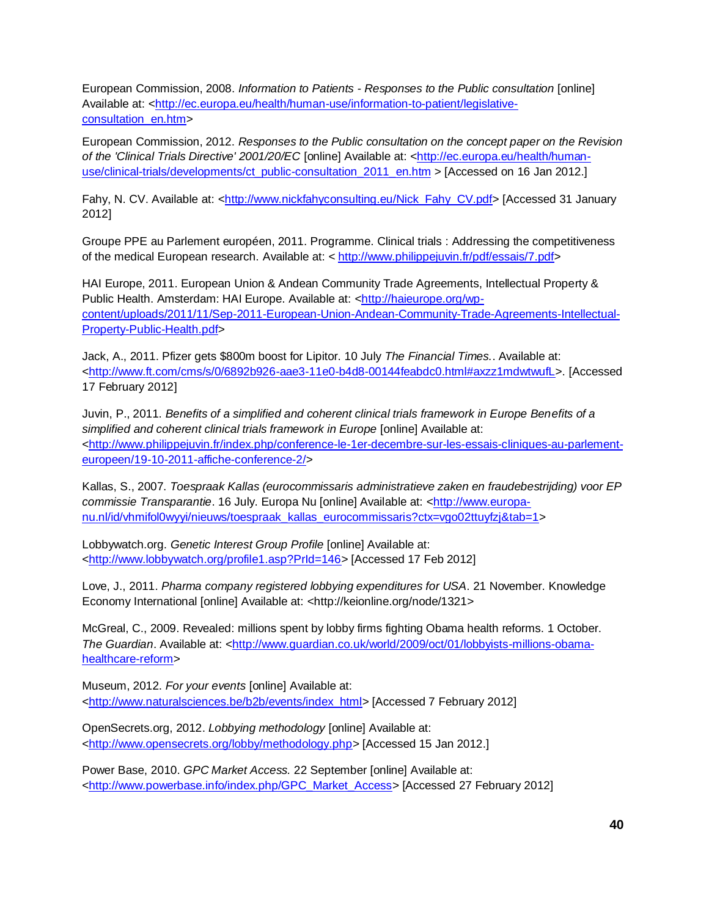European Commission, 2008. *Information to Patients - Responses to the Public consultation* [online] Available at: <http://ec.europa.eu/health/human-use/information-to-patient/legislative-consultation_en.htm>

European Commission, 2012. *Responses to the Public consultation on the concept paper on the Revision of the 'Clinical Trials Directive' 2001/20/EC* [online] Available at: <http://ec.europa.eu/health/human-use/clinical-trials/developments/ct_public-consultation_2011_en.htm > [Accessed on 16 Jan 2012.]

Fahy, N. CV. Available at: <http://www.nickfahyconsulting.eu/Nick_Fahy_CV.pdf> [Accessed 31 January 2012]

Groupe PPE au Parlement européen, 2011. Programme. Clinical trials : Addressing the competitiveness of the medical European research. Available at: < http://www.philippejuvin.fr/pdf/essais/7.pdf>

HAI Europe, 2011. European Union & Andean Community Trade Agreements, Intellectual Property & Public Health. Amsterdam: HAI Europe. Available at: <http://haieurope.org/wp-content/uploads/2011/11/Sep-2011-European-Union-Andean-Community-Trade-Agreements-Intellectual-Property-Public-Health.pdf>

Jack, A., 2011. Pfizer gets $800m boost for Lipitor. 10 July *The Financial Times.*. Available at: <http://www.ft.com/cms/s/0/6892b926-aae3-11e0-b4d8-00144feabdc0.html#axzz1mdwtwufL>. [Accessed 17 February 2012]

Juvin, P., 2011. *Benefits of a simplified and coherent clinical trials framework in Europe Benefits of a simplified and coherent clinical trials framework in Europe* [online] Available at: <http://www.philippejuvin.fr/index.php/conference-le-1er-decembre-sur-les-essais-cliniques-au-parlement-europeen/19-10-2011-affiche-conference-2/>

Kallas, S., 2007. *Toespraak Kallas (eurocommissaris administratieve zaken en fraudebestrijding) voor EP commissie Transparantie*. 16 July. Europa Nu [online] Available at: <http://www.europa-nu.nl/id/vhmifol0wyyi/nieuws/toespraak_kallas_eurocommissaris?ctx=vgo02ttuyfzj&tab=1>

Lobbywatch.org. *Genetic Interest Group Profile* [online] Available at: <http://www.lobbywatch.org/profile1.asp?PrId=146> [Accessed 17 Feb 2012]

Love, J., 2011. *Pharma company registered lobbying expenditures for USA*. 21 November. Knowledge Economy International [online] Available at: <http://keionline.org/node/1321>

McGreal, C., 2009. Revealed: millions spent by lobby firms fighting Obama health reforms. 1 October. *The Guardian*. Available at: <http://www.guardian.co.uk/world/2009/oct/01/lobbyists-millions-obama-healthcare-reform>

Museum, 2012. *For your events* [online] Available at: <http://www.naturalsciences.be/b2b/events/index_html> [Accessed 7 February 2012]

OpenSecrets.org, 2012. *Lobbying methodology* [online] Available at: <http://www.opensecrets.org/lobby/methodology.php> [Accessed 15 Jan 2012.]

Power Base, 2010. *GPC Market Access.* 22 September [online] Available at: <http://www.powerbase.info/index.php/GPC_Market_Access> [Accessed 27 February 2012]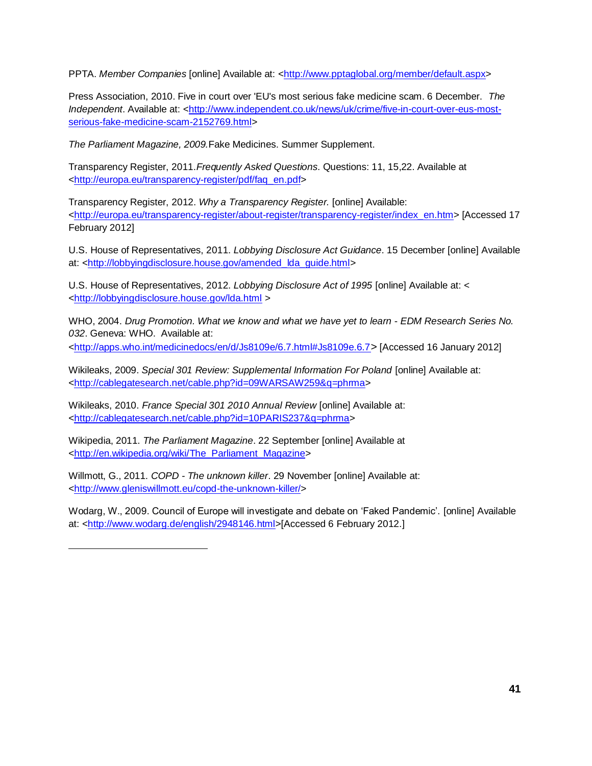PPTA. *Member Companies* [online] Available at: <http://www.pptaglobal.org/member/default.aspx>

Press Association, 2010. Five in court over 'EU's most serious fake medicine scam. 6 December. *The Independent*. Available at: <http://www.independent.co.uk/news/uk/crime/five-in-court-over-eus-most-serious-fake-medicine-scam-2152769.html>

*The Parliament Magazine, 2009.* Fake Medicines. Summer Supplement.

Transparency Register, 2011. *Frequently Asked Questions*. Questions: 11, 15,22. Available at <http://europa.eu/transparency-register/pdf/faq_en.pdf>

Transparency Register, 2012. *Why a Transparency Register.* [online] Available: <http://europa.eu/transparency-register/about-register/transparency-register/index_en.htm> [Accessed 17 February 2012]

U.S. House of Representatives, 2011. *Lobbying Disclosure Act Guidance*. 15 December [online] Available at: <http://lobbyingdisclosure.house.gov/amended_lda_guide.html>

U.S. House of Representatives, 2012. *Lobbying Disclosure Act of 1995* [online] Available at: < <http://lobbyingdisclosure.house.gov/lda.html >

WHO, 2004. *Drug Promotion. What we know and what we have yet to learn - EDM Research Series No. 032*. Geneva: WHO. Available at: <http://apps.who.int/medicinedocs/en/d/Js8109e/6.7.html#Js8109e.6.7> [Accessed 16 January 2012]

Wikileaks, 2009. *Special 301 Review: Supplemental Information For Poland* [online] Available at: <http://cablegatesearch.net/cable.php?id=09WARSAW259&q=phrma>

Wikileaks, 2010. *France Special 301 2010 Annual Review* [online] Available at: <http://cablegatesearch.net/cable.php?id=10PARIS237&q=phrma>

Wikipedia, 2011. *The Parliament Magazine*. 22 September [online] Available at <http://en.wikipedia.org/wiki/The_Parliament_Magazine>

Willmott, G., 2011. *COPD - The unknown killer*. 29 November [online] Available at: <http://www.gleniswillmott.eu/copd-the-unknown-killer/>

Wodarg, W., 2009. Council of Europe will investigate and debate on 'Faked Pandemic'. [online] Available at: <http://www.wodarg.de/english/2948146.html>[Accessed 6 February 2012.]